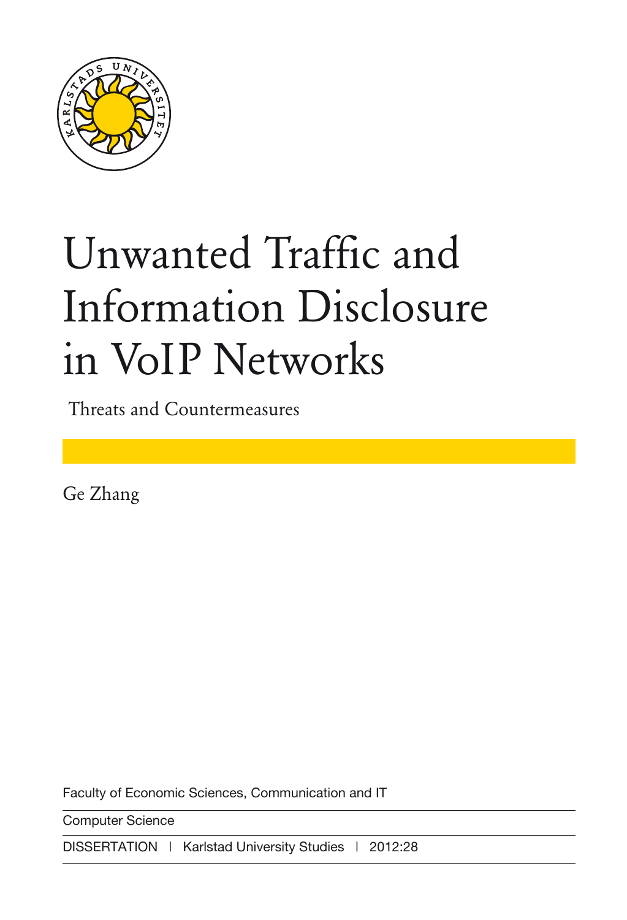# Unwanted Traffic and Information Disclosure in VoIP Networks

Threats and Countermeasures

Ge Zhang

Faculty of Economic Sciences, Communication and IT

Computer Science

DISSERTATION | Karlstad University Studies | 2012:28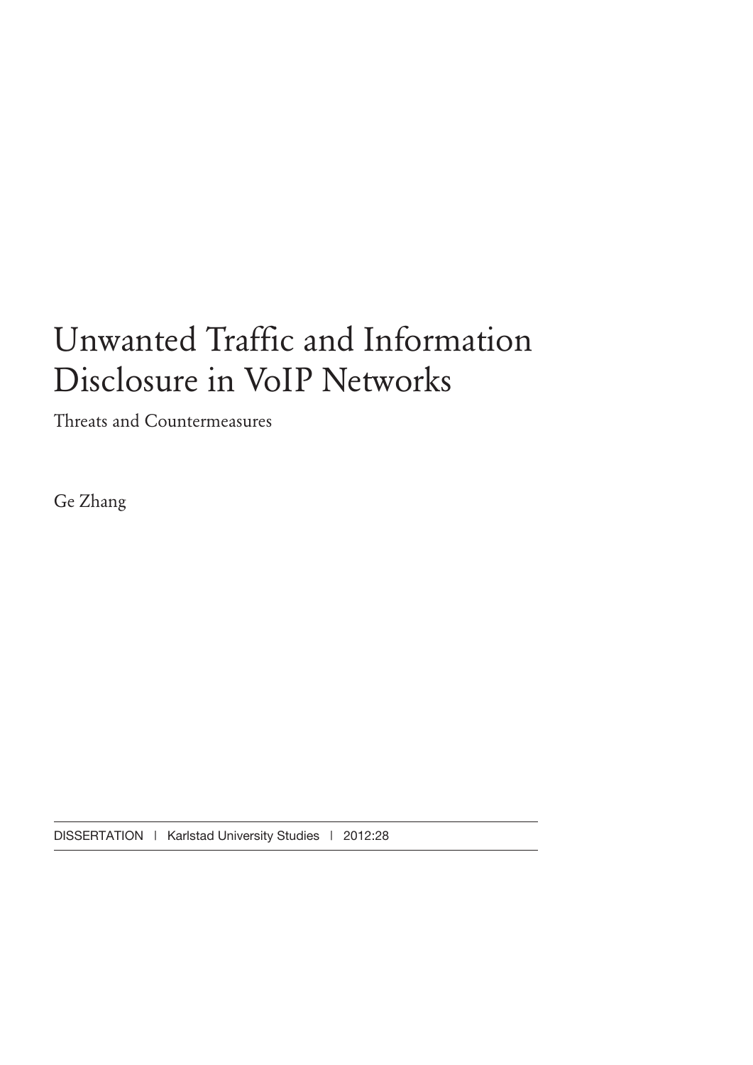# Unwanted Traffic and Information Disclosure in VoIP Networks

Threats and Countermeasures

Ge Zhang

DISSERTATION | Karlstad University Studies | 2012:28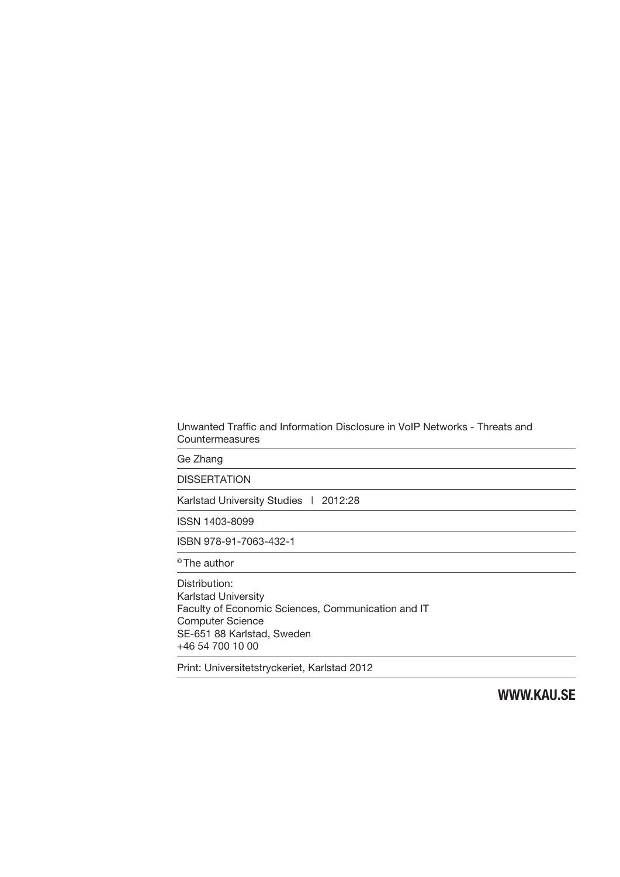Unwanted Traffic and Information Disclosure in VoIP Networks - Threats and Countermeasures

Ge Zhang

DISSERTATION

Karlstad University Studies | 2012:28

ISSN 1403-8099

ISBN 978-91-7063-432-1

© The author

Distribution:
Karlstad University
Faculty of Economic Sciences, Communication and IT
Computer Science
SE-651 88 Karlstad, Sweden
+46 54 700 10 00

Print: Universitetstryckeriet, Karlstad 2012

**WWW.KAU.SE**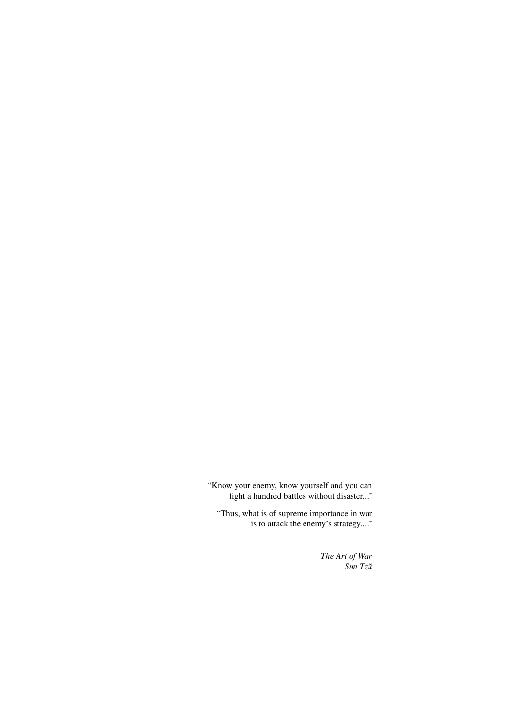"Know your enemy, know yourself and you can fight a hundred battles without disaster..."

"Thus, what is of supreme importance in war is to attack the enemy's strategy...."

*The Art of War*
*Sun Tzŭ*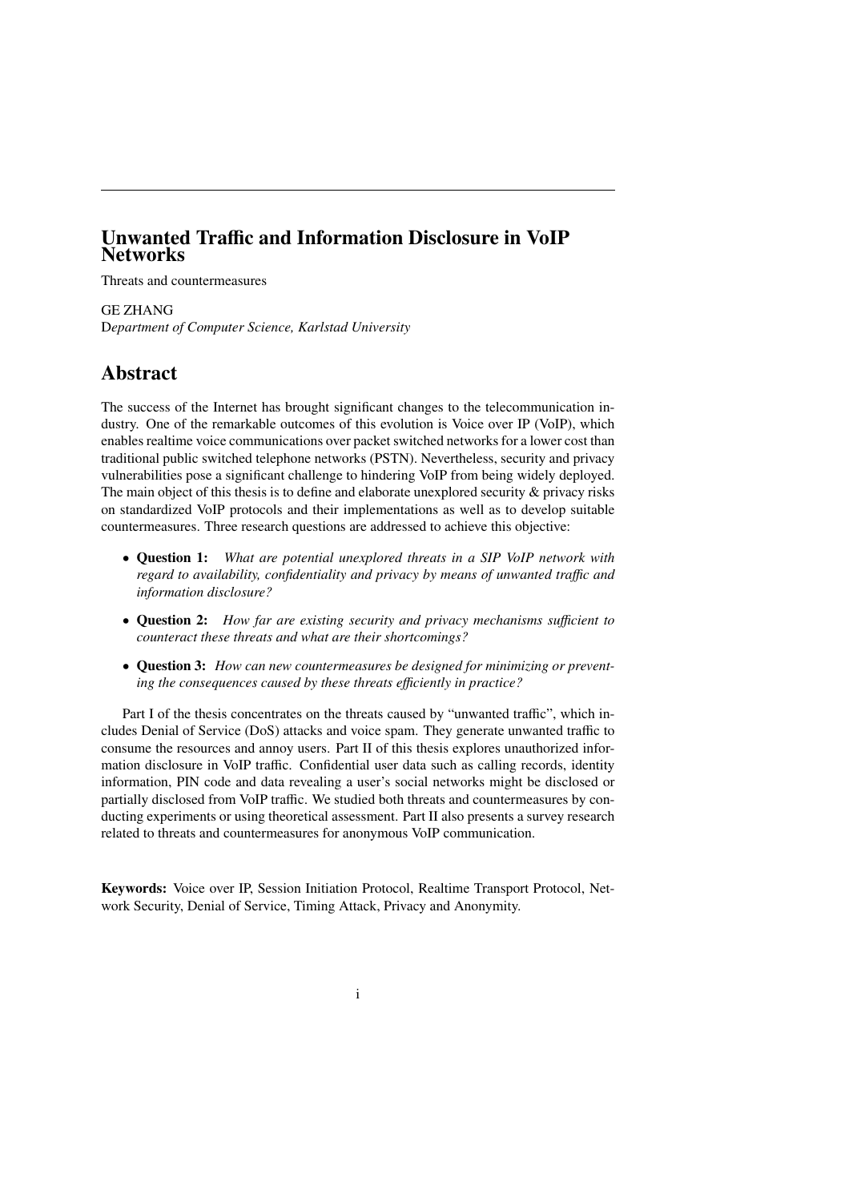# Unwanted Traffic and Information Disclosure in VoIP Networks

Threats and countermeasures

GE ZHANG
D*epartment of Computer Science, Karlstad University*

## Abstract

The success of the Internet has brought significant changes to the telecommunication industry. One of the remarkable outcomes of this evolution is Voice over IP (VoIP), which enables realtime voice communications over packet switched networks for a lower cost than traditional public switched telephone networks (PSTN). Nevertheless, security and privacy vulnerabilities pose a significant challenge to hindering VoIP from being widely deployed. The main object of this thesis is to define and elaborate unexplored security & privacy risks on standardized VoIP protocols and their implementations as well as to develop suitable countermeasures. Three research questions are addressed to achieve this objective:

- **Question 1:** *What are potential unexplored threats in a SIP VoIP network with regard to availability, confidentiality and privacy by means of unwanted traffic and information disclosure?*
- **Question 2:** *How far are existing security and privacy mechanisms sufficient to counteract these threats and what are their shortcomings?*
- **Question 3:** *How can new countermeasures be designed for minimizing or preventing the consequences caused by these threats efficiently in practice?*

Part I of the thesis concentrates on the threats caused by "unwanted traffic", which includes Denial of Service (DoS) attacks and voice spam. They generate unwanted traffic to consume the resources and annoy users. Part II of this thesis explores unauthorized information disclosure in VoIP traffic. Confidential user data such as calling records, identity information, PIN code and data revealing a user's social networks might be disclosed or partially disclosed from VoIP traffic. We studied both threats and countermeasures by conducting experiments or using theoretical assessment. Part II also presents a survey research related to threats and countermeasures for anonymous VoIP communication.

**Keywords:** Voice over IP, Session Initiation Protocol, Realtime Transport Protocol, Network Security, Denial of Service, Timing Attack, Privacy and Anonymity.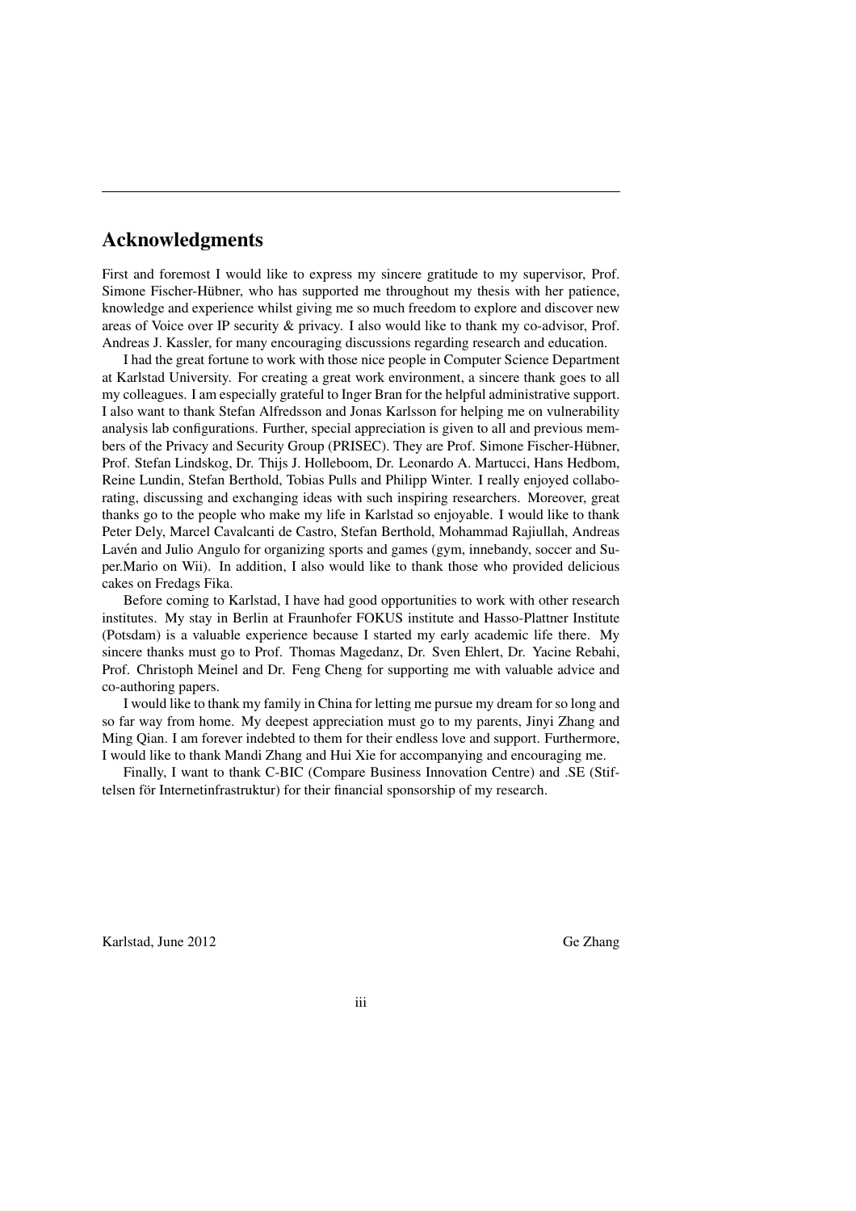## Acknowledgments

First and foremost I would like to express my sincere gratitude to my supervisor, Prof. Simone Fischer-Hübner, who has supported me throughout my thesis with her patience, knowledge and experience whilst giving me so much freedom to explore and discover new areas of Voice over IP security & privacy. I also would like to thank my co-advisor, Prof. Andreas J. Kassler, for many encouraging discussions regarding research and education.

I had the great fortune to work with those nice people in Computer Science Department at Karlstad University. For creating a great work environment, a sincere thank goes to all my colleagues. I am especially grateful to Inger Bran for the helpful administrative support. I also want to thank Stefan Alfredsson and Jonas Karlsson for helping me on vulnerability analysis lab configurations. Further, special appreciation is given to all and previous members of the Privacy and Security Group (PRISEC). They are Prof. Simone Fischer-Hübner, Prof. Stefan Lindskog, Dr. Thijs J. Holleboom, Dr. Leonardo A. Martucci, Hans Hedbom, Reine Lundin, Stefan Berthold, Tobias Pulls and Philipp Winter. I really enjoyed collaborating, discussing and exchanging ideas with such inspiring researchers. Moreover, great thanks go to the people who make my life in Karlstad so enjoyable. I would like to thank Peter Dely, Marcel Cavalcanti de Castro, Stefan Berthold, Mohammad Rajiullah, Andreas Lavén and Julio Angulo for organizing sports and games (gym, innebandy, soccer and Super.Mario on Wii). In addition, I also would like to thank those who provided delicious cakes on Fredags Fika.

Before coming to Karlstad, I have had good opportunities to work with other research institutes. My stay in Berlin at Fraunhofer FOKUS institute and Hasso-Plattner Institute (Potsdam) is a valuable experience because I started my early academic life there. My sincere thanks must go to Prof. Thomas Magedanz, Dr. Sven Ehlert, Dr. Yacine Rebahi, Prof. Christoph Meinel and Dr. Feng Cheng for supporting me with valuable advice and co-authoring papers.

I would like to thank my family in China for letting me pursue my dream for so long and so far way from home. My deepest appreciation must go to my parents, Jinyi Zhang and Ming Qian. I am forever indebted to them for their endless love and support. Furthermore, I would like to thank Mandi Zhang and Hui Xie for accompanying and encouraging me.

Finally, I want to thank C-BIC (Compare Business Innovation Centre) and .SE (Stiftelsen för Internetinfrastruktur) for their financial sponsorship of my research.

Karlstad, June 2012 Ge Zhang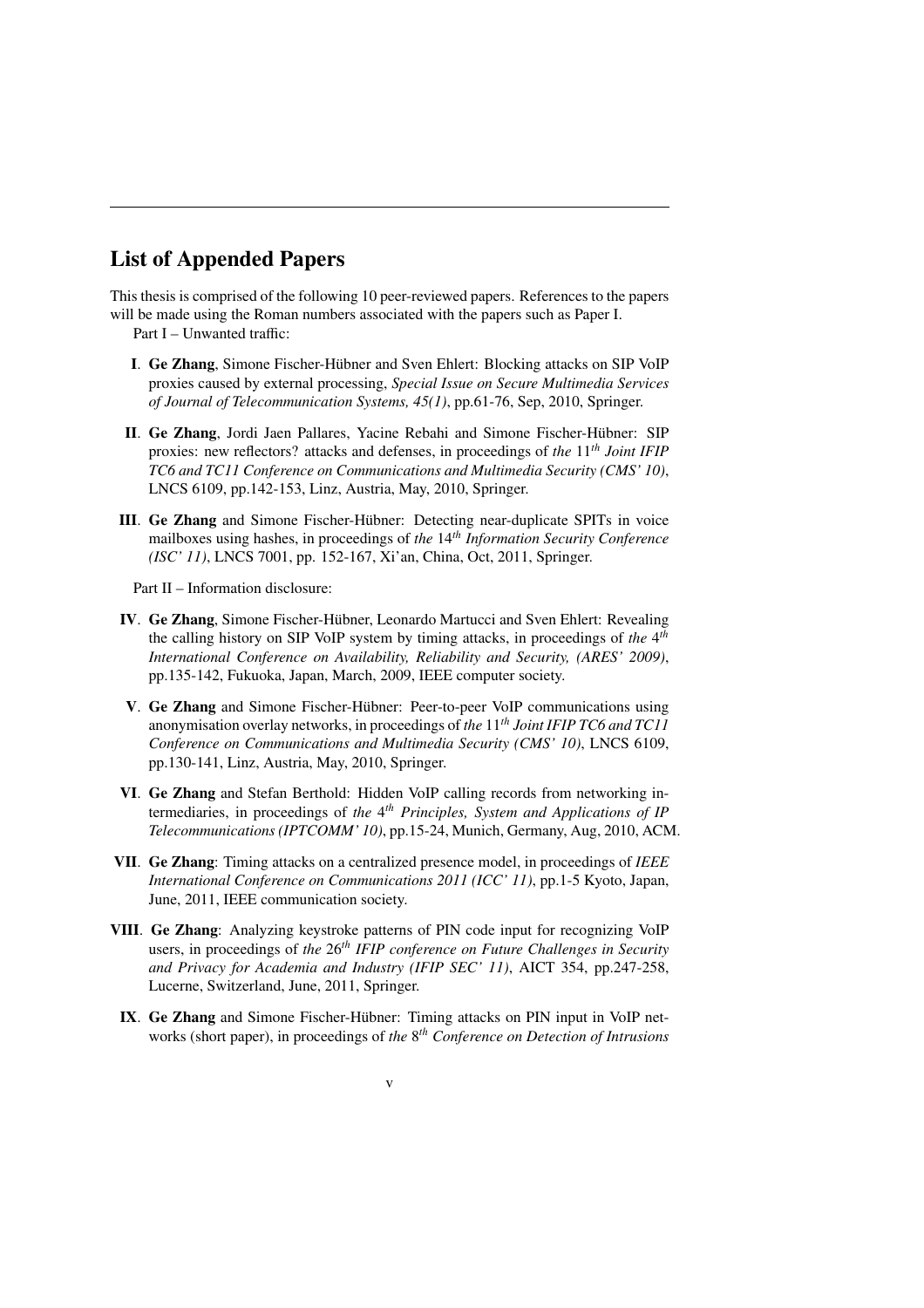## List of Appended Papers

This thesis is comprised of the following 10 peer-reviewed papers. References to the papers will be made using the Roman numbers associated with the papers such as Paper I.

Part I – Unwanted traffic:

- **I**. **Ge Zhang**, Simone Fischer-Hübner and Sven Ehlert: Blocking attacks on SIP VoIP proxies caused by external processing, *Special Issue on Secure Multimedia Services of Journal of Telecommunication Systems, 45(1)*, pp.61-76, Sep, 2010, Springer.
- **II**. **Ge Zhang**, Jordi Jaen Pallares, Yacine Rebahi and Simone Fischer-Hübner: SIP proxies: new reflectors? attacks and defenses, in proceedings of *the* $11^{th}$ *Joint IFIP TC6 and TC11 Conference on Communications and Multimedia Security (CMS' 10)*, LNCS 6109, pp.142-153, Linz, Austria, May, 2010, Springer.
- **III**. **Ge Zhang** and Simone Fischer-Hübner: Detecting near-duplicate SPITs in voice mailboxes using hashes, in proceedings of *the* $14^{th}$ *Information Security Conference (ISC' 11)*, LNCS 7001, pp. 152-167, Xi'an, China, Oct, 2011, Springer.

Part II – Information disclosure:

- **IV**. **Ge Zhang**, Simone Fischer-Hübner, Leonardo Martucci and Sven Ehlert: Revealing the calling history on SIP VoIP system by timing attacks, in proceedings of *the* $4^{th}$ *International Conference on Availability, Reliability and Security, (ARES' 2009)*, pp.135-142, Fukuoka, Japan, March, 2009, IEEE computer society.
- **V**. **Ge Zhang** and Simone Fischer-Hübner: Peer-to-peer VoIP communications using anonymisation overlay networks, in proceedings of *the* $11^{th}$ *Joint IFIP TC6 and TC11 Conference on Communications and Multimedia Security (CMS' 10)*, LNCS 6109, pp.130-141, Linz, Austria, May, 2010, Springer.
- **VI**. **Ge Zhang** and Stefan Berthold: Hidden VoIP calling records from networking intermediaries, in proceedings of *the* $4^{th}$ *Principles, System and Applications of IP Telecommunications (IPTCOMM' 10)*, pp.15-24, Munich, Germany, Aug, 2010, ACM.
- **VII**. **Ge Zhang**: Timing attacks on a centralized presence model, in proceedings of *IEEE International Conference on Communications 2011 (ICC' 11)*, pp.1-5 Kyoto, Japan, June, 2011, IEEE communication society.
- **VIII**. **Ge Zhang**: Analyzing keystroke patterns of PIN code input for recognizing VoIP users, in proceedings of *the* $26^{th}$ *IFIP conference on Future Challenges in Security and Privacy for Academia and Industry (IFIP SEC' 11)*, AICT 354, pp.247-258, Lucerne, Switzerland, June, 2011, Springer.
- **IX**. **Ge Zhang** and Simone Fischer-Hübner: Timing attacks on PIN input in VoIP networks (short paper), in proceedings of *the* $8^{th}$ *Conference on Detection of Intrusions*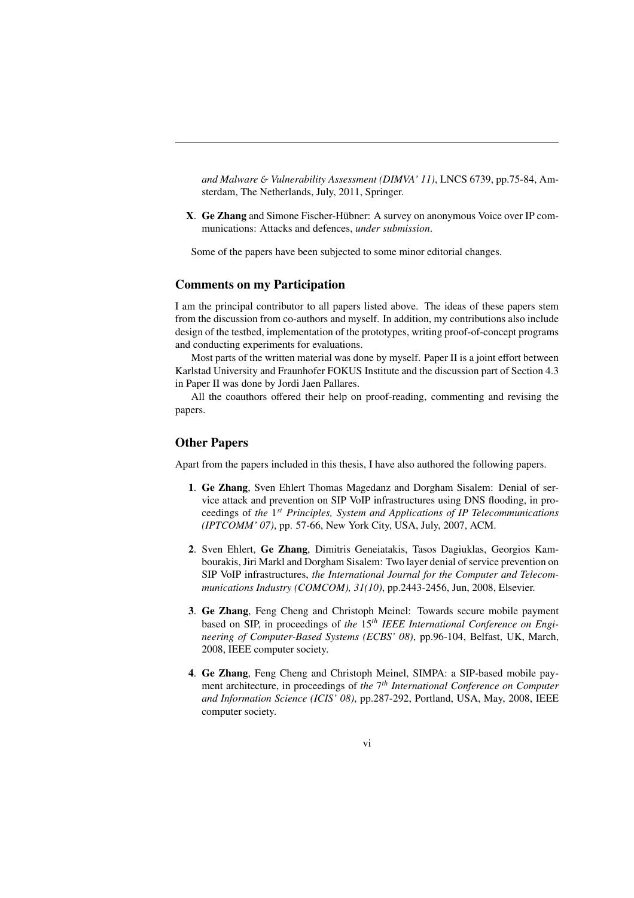*and Malware & Vulnerability Assessment (DIMVA' 11)*, LNCS 6739, pp.75-84, Amsterdam, The Netherlands, July, 2011, Springer.

**X**. **Ge Zhang** and Simone Fischer-Hübner: A survey on anonymous Voice over IP communications: Attacks and defences, *under submission*.

Some of the papers have been subjected to some minor editorial changes.

## Comments on my Participation

I am the principal contributor to all papers listed above. The ideas of these papers stem from the discussion from co-authors and myself. In addition, my contributions also include design of the testbed, implementation of the prototypes, writing proof-of-concept programs and conducting experiments for evaluations.

Most parts of the written material was done by myself. Paper II is a joint effort between Karlstad University and Fraunhofer FOKUS Institute and the discussion part of Section 4.3 in Paper II was done by Jordi Jaen Pallares.

All the coauthors offered their help on proof-reading, commenting and revising the papers.

## Other Papers

Apart from the papers included in this thesis, I have also authored the following papers.

**1**. **Ge Zhang**, Sven Ehlert Thomas Magedanz and Dorgham Sisalem: Denial of service attack and prevention on SIP VoIP infrastructures using DNS flooding, in proceedings of *the* 1*st* *Principles, System and Applications of IP Telecommunications (IPTCOMM' 07)*, pp. 57-66, New York City, USA, July, 2007, ACM.

**2**. Sven Ehlert, **Ge Zhang**, Dimitris Geneiatakis, Tasos Dagiuklas, Georgios Kambourakis, Jiri Markl and Dorgham Sisalem: Two layer denial of service prevention on SIP VoIP infrastructures, *the International Journal for the Computer and Telecommunications Industry (COMCOM), 31(10)*, pp.2443-2456, Jun, 2008, Elsevier.

**3**. **Ge Zhang**, Feng Cheng and Christoph Meinel: Towards secure mobile payment based on SIP, in proceedings of *the* 15*th* *IEEE International Conference on Engineering of Computer-Based Systems (ECBS' 08)*, pp.96-104, Belfast, UK, March, 2008, IEEE computer society.

**4**. **Ge Zhang**, Feng Cheng and Christoph Meinel, SIMPA: a SIP-based mobile payment architecture, in proceedings of *the* 7*th* *International Conference on Computer and Information Science (ICIS' 08)*, pp.287-292, Portland, USA, May, 2008, IEEE computer society.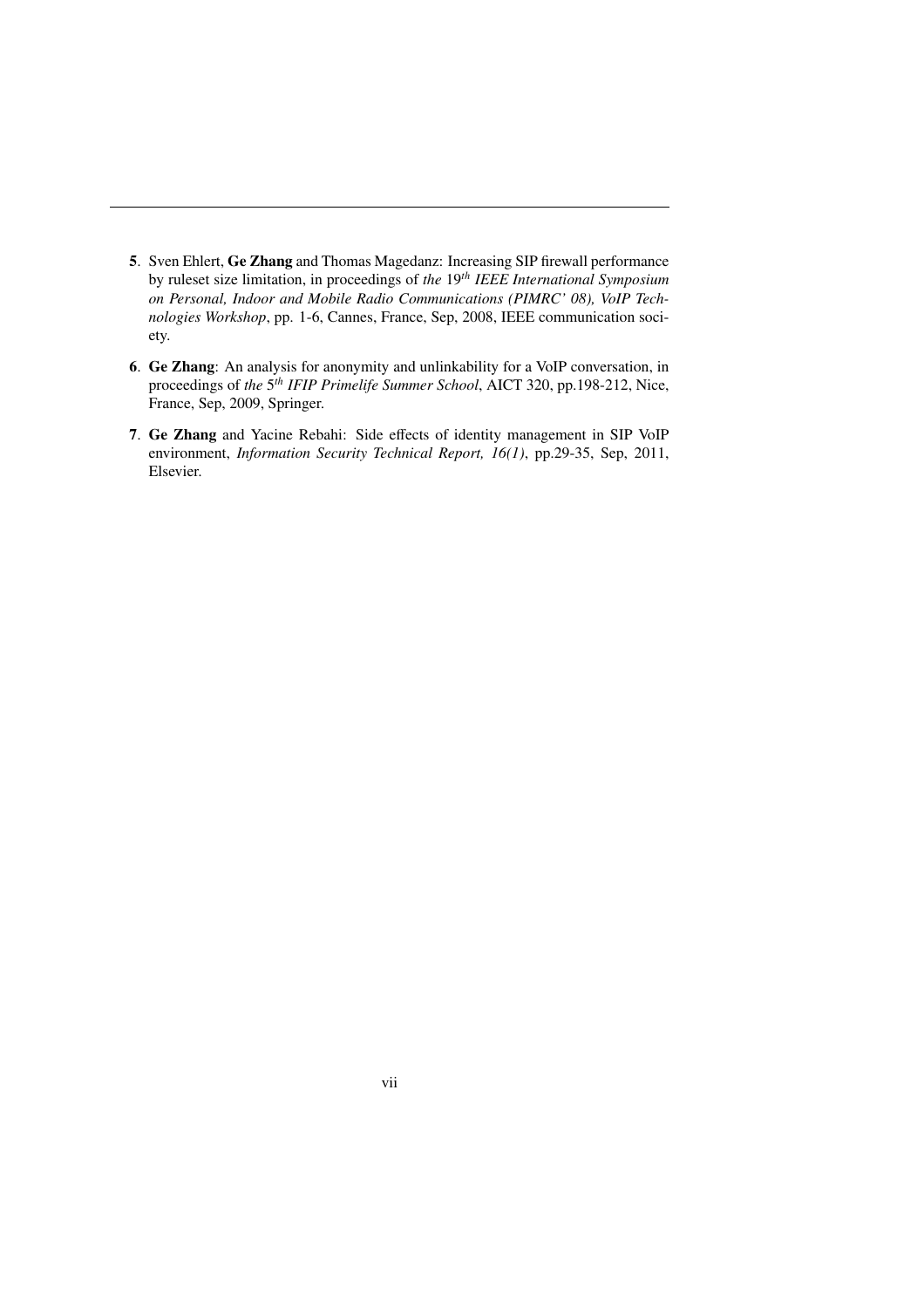**5**. Sven Ehlert, **Ge Zhang** and Thomas Magedanz: Increasing SIP firewall performance by ruleset size limitation, in proceedings of *the* 19*th* *IEEE International Symposium on Personal, Indoor and Mobile Radio Communications (PIMRC' 08), VoIP Technologies Workshop*, pp. 1-6, Cannes, France, Sep, 2008, IEEE communication society.

**6**. **Ge Zhang**: An analysis for anonymity and unlinkability for a VoIP conversation, in proceedings of *the* 5*th* *IFIP Primelife Summer School*, AICT 320, pp.198-212, Nice, France, Sep, 2009, Springer.

**7**. **Ge Zhang** and Yacine Rebahi: Side effects of identity management in SIP VoIP environment, *Information Security Technical Report, 16(1)*, pp.29-35, Sep, 2011, Elsevier.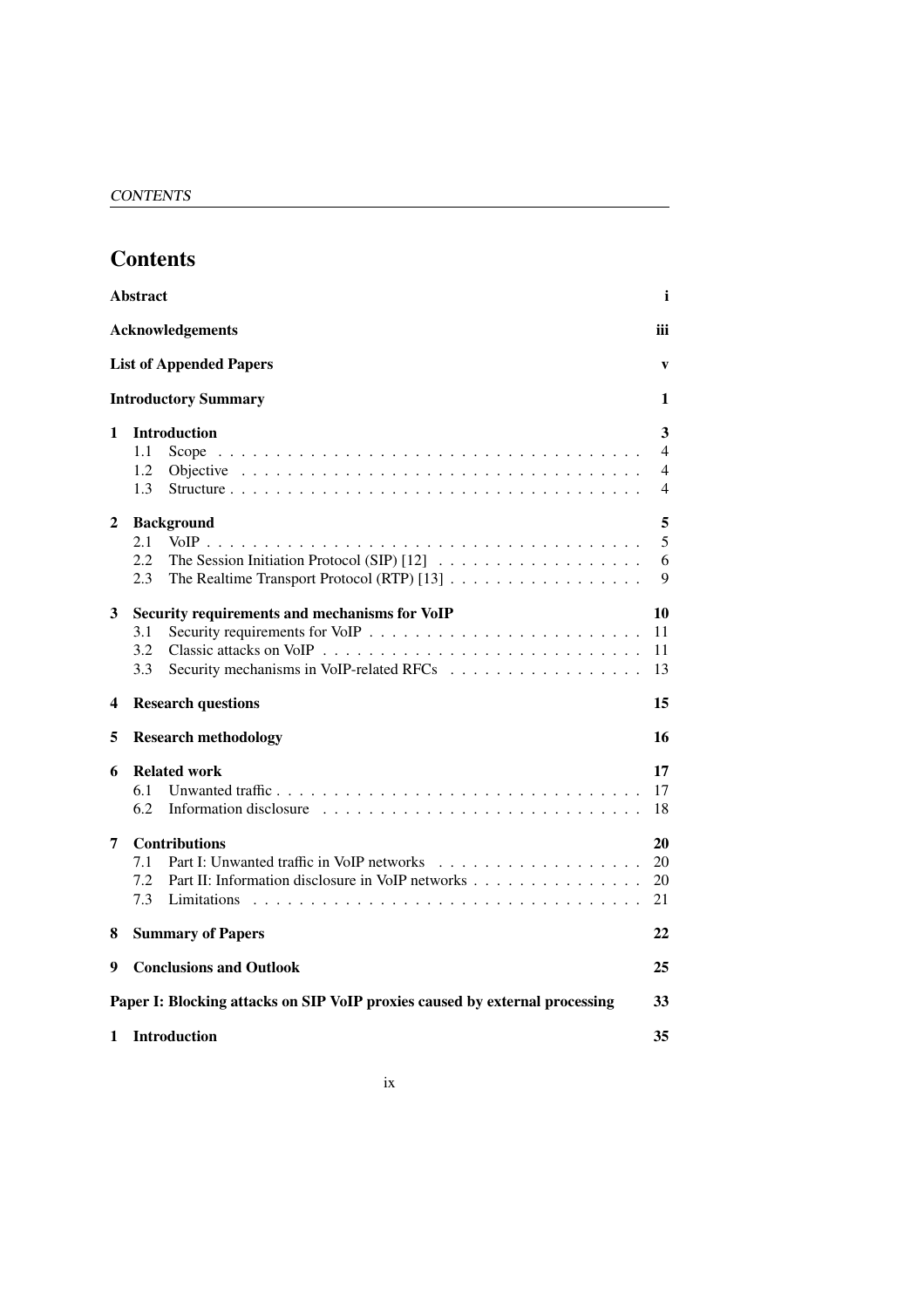# Contents

**Abstract** **i**

**Acknowledgements** **iii**

**List of Appended Papers** **v**

**Introductory Summary** **1**

**1 Introduction** **3**
- 1.1 Scope . . . . . 4
- 1.2 Objective . . . . . 4
- 1.3 Structure . . . . . 4

**2 Background** **5**
- 2.1 VoIP . . . . . 5
- 2.2 The Session Initiation Protocol (SIP) [12] . . . . . 6
- 2.3 The Realtime Transport Protocol (RTP) [13] . . . . . 9

**3 Security requirements and mechanisms for VoIP** **10**
- 3.1 Security requirements for VoIP . . . . . 11
- 3.2 Classic attacks on VoIP . . . . . 11
- 3.3 Security mechanisms in VoIP-related RFCs . . . . . 13

**4 Research questions** **15**

**5 Research methodology** **16**

**6 Related work** **17**
- 6.1 Unwanted traffic . . . . . 17
- 6.2 Information disclosure . . . . . 18

**7 Contributions** **20**
- 7.1 Part I: Unwanted traffic in VoIP networks . . . . . 20
- 7.2 Part II: Information disclosure in VoIP networks . . . . . 20
- 7.3 Limitations . . . . . 21

**8 Summary of Papers** **22**

**9 Conclusions and Outlook** **25**

**Paper I: Blocking attacks on SIP VoIP proxies caused by external processing** **33**

**1 Introduction** **35**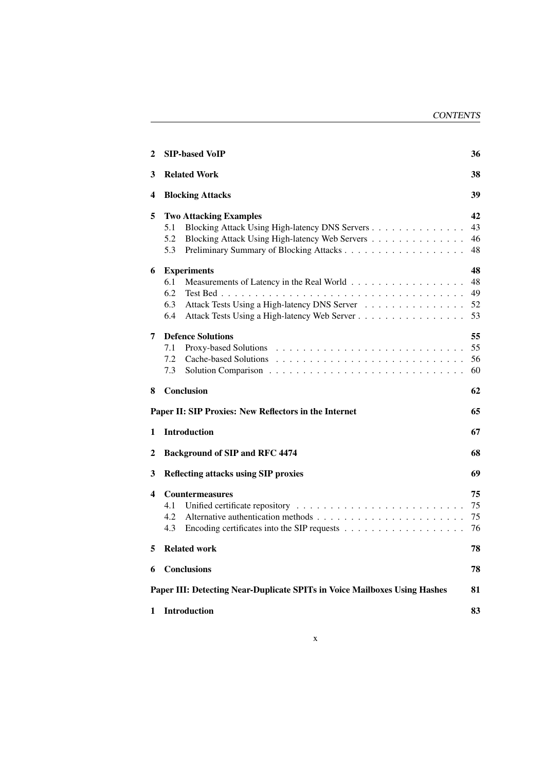| | | |
|---|---|---|
| **2** | **SIP-based VoIP** | **36** |
| **3** | **Related Work** | **38** |
| **4** | **Blocking Attacks** | **39** |
| **5** | **Two Attacking Examples** | **42** |
| | 5.1 Blocking Attack Using High-latency DNS Servers | 43 |
| | 5.2 Blocking Attack Using High-latency Web Servers | 46 |
| | 5.3 Preliminary Summary of Blocking Attacks | 48 |
| **6** | **Experiments** | **48** |
| | 6.1 Measurements of Latency in the Real World | 48 |
| | 6.2 Test Bed | 49 |
| | 6.3 Attack Tests Using a High-latency DNS Server | 52 |
| | 6.4 Attack Tests Using a High-latency Web Server | 53 |
| **7** | **Defence Solutions** | **55** |
| | 7.1 Proxy-based Solutions | 55 |
| | 7.2 Cache-based Solutions | 56 |
| | 7.3 Solution Comparison | 60 |
| **8** | **Conclusion** | **62** |

**Paper II: SIP Proxies: New Reflectors in the Internet** **65**

| | | |
|---|---|---|
| **1** | **Introduction** | **67** |
| **2** | **Background of SIP and RFC 4474** | **68** |
| **3** | **Reflecting attacks using SIP proxies** | **69** |
| **4** | **Countermeasures** | **75** |
| | 4.1 Unified certificate repository | 75 |
| | 4.2 Alternative authentication methods | 75 |
| | 4.3 Encoding certificates into the SIP requests | 76 |
| **5** | **Related work** | **78** |
| **6** | **Conclusions** | **78** |

**Paper III: Detecting Near-Duplicate SPITs in Voice Mailboxes Using Hashes** **81**

| | | |
|---|---|---|
| **1** | **Introduction** | **83** |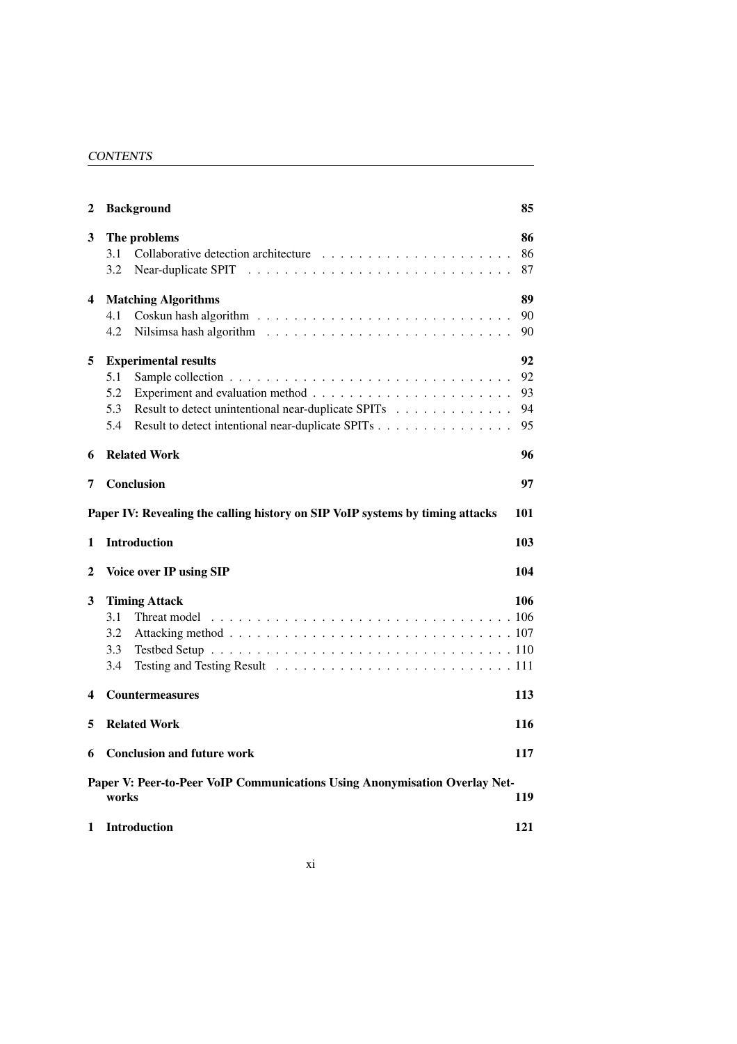| | | |
|---|---|---|
| **2** | **Background** | **85** |
| **3** | **The problems** | **86** |
| | 3.1 Collaborative detection architecture | 86 |
| | 3.2 Near-duplicate SPIT | 87 |
| **4** | **Matching Algorithms** | **89** |
| | 4.1 Coskun hash algorithm | 90 |
| | 4.2 Nilsimsa hash algorithm | 90 |
| **5** | **Experimental results** | **92** |
| | 5.1 Sample collection | 92 |
| | 5.2 Experiment and evaluation method | 93 |
| | 5.3 Result to detect unintentional near-duplicate SPITs | 94 |
| | 5.4 Result to detect intentional near-duplicate SPITs | 95 |
| **6** | **Related Work** | **96** |
| **7** | **Conclusion** | **97** |

**Paper IV: Revealing the calling history on SIP VoIP systems by timing attacks** **101**

| | | |
|---|---|---|
| **1** | **Introduction** | **103** |
| **2** | **Voice over IP using SIP** | **104** |
| **3** | **Timing Attack** | **106** |
| | 3.1 Threat model | 106 |
| | 3.2 Attacking method | 107 |
| | 3.3 Testbed Setup | 110 |
| | 3.4 Testing and Testing Result | 111 |
| **4** | **Countermeasures** | **113** |
| **5** | **Related Work** | **116** |
| **6** | **Conclusion and future work** | **117** |

**Paper V: Peer-to-Peer VoIP Communications Using Anonymisation Overlay Networks** **119**

| | | |
|---|---|---|
| **1** | **Introduction** | **121** |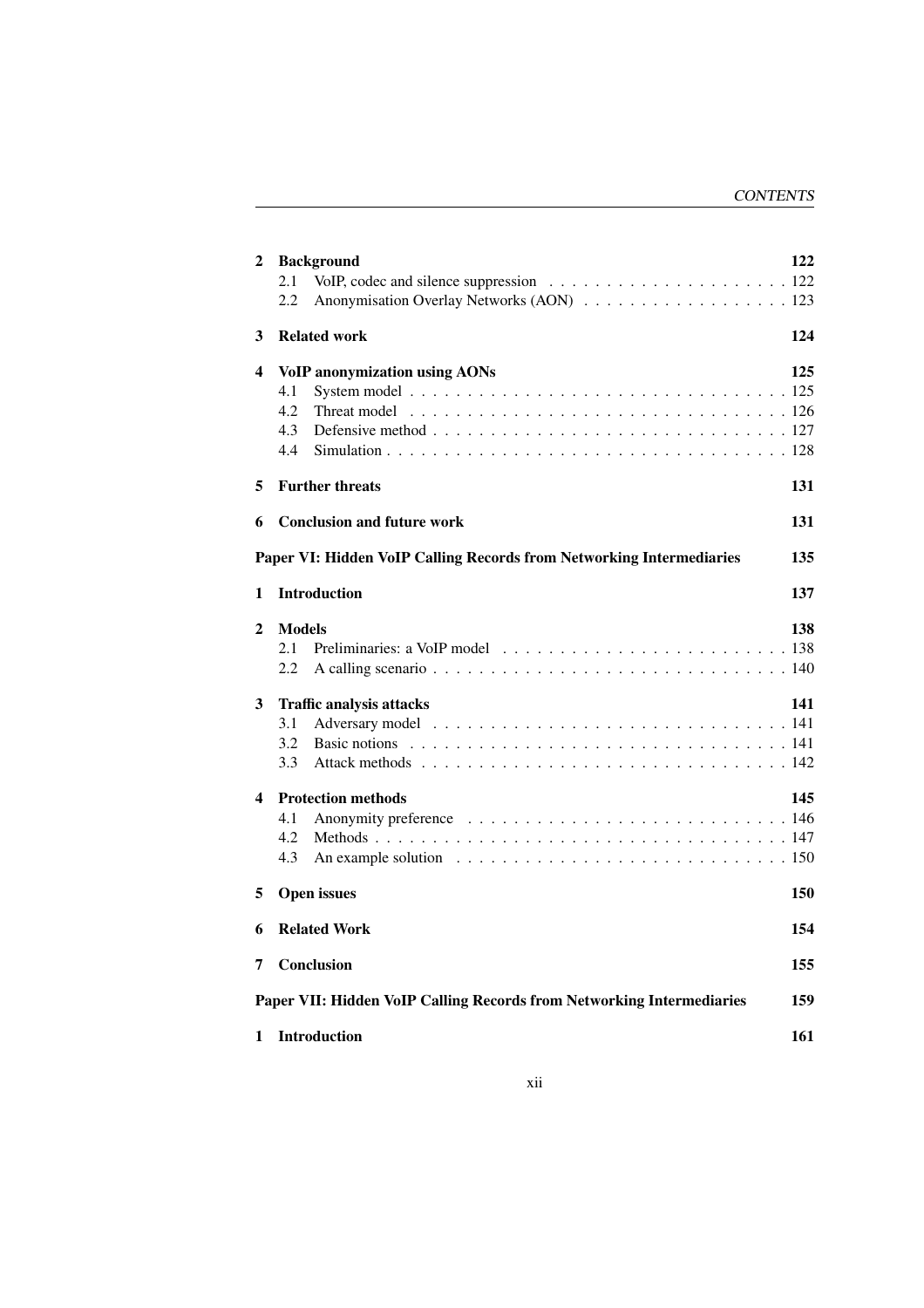**2 Background** 122

- 2.1 VoIP, codec and silence suppression . . . . . . . . . . . . . . . . . . . . . 122
- 2.2 Anonymisation Overlay Networks (AON) . . . . . . . . . . . . . . . . . . 123

**3 Related work** 124

**4 VoIP anonymization using AONs** 125

- 4.1 System model . . . . . . . . . . . . . . . . . . . . . . . . . . . . . . . . . 125
- 4.2 Threat model . . . . . . . . . . . . . . . . . . . . . . . . . . . . . . . . . 126
- 4.3 Defensive method . . . . . . . . . . . . . . . . . . . . . . . . . . . . . . 127
- 4.4 Simulation . . . . . . . . . . . . . . . . . . . . . . . . . . . . . . . . . . 128

**5 Further threats** 131

**6 Conclusion and future work** 131

**Paper VI: Hidden VoIP Calling Records from Networking Intermediaries** 135

**1 Introduction** 137

**2 Models** 138

- 2.1 Preliminaries: a VoIP model . . . . . . . . . . . . . . . . . . . . . . . . 138
- 2.2 A calling scenario . . . . . . . . . . . . . . . . . . . . . . . . . . . . . . 140

**3 Traffic analysis attacks** 141

- 3.1 Adversary model . . . . . . . . . . . . . . . . . . . . . . . . . . . . . . . 141
- 3.2 Basic notions . . . . . . . . . . . . . . . . . . . . . . . . . . . . . . . . . 141
- 3.3 Attack methods . . . . . . . . . . . . . . . . . . . . . . . . . . . . . . . . 142

**4 Protection methods** 145

- 4.1 Anonymity preference . . . . . . . . . . . . . . . . . . . . . . . . . . . . 146
- 4.2 Methods . . . . . . . . . . . . . . . . . . . . . . . . . . . . . . . . . . . . 147
- 4.3 An example solution . . . . . . . . . . . . . . . . . . . . . . . . . . . . . 150

**5 Open issues** 150

**6 Related Work** 154

**7 Conclusion** 155

**Paper VII: Hidden VoIP Calling Records from Networking Intermediaries** 159

**1 Introduction** 161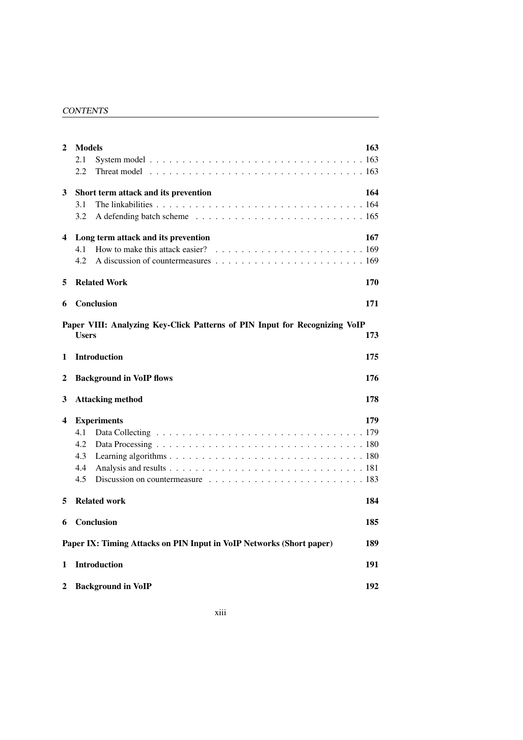**2 Models** 163

2.1 System model . . . . . . . . . . . . . . . . . . . . . . . . . . . . . . . . . 163

2.2 Threat model . . . . . . . . . . . . . . . . . . . . . . . . . . . . . . . . . 163

**3 Short term attack and its prevention** 164

3.1 The linkabilities . . . . . . . . . . . . . . . . . . . . . . . . . . . . . . . . 164

3.2 A defending batch scheme . . . . . . . . . . . . . . . . . . . . . . . . . 165

**4 Long term attack and its prevention** 167

4.1 How to make this attack easier? . . . . . . . . . . . . . . . . . . . . . . 169

4.2 A discussion of countermeasures . . . . . . . . . . . . . . . . . . . . . . 169

**5 Related Work** 170

**6 Conclusion** 171

**Paper VIII: Analyzing Key-Click Patterns of PIN Input for Recognizing VoIP Users** 173

**1 Introduction** 175

**2 Background in VoIP flows** 176

**3 Attacking method** 178

**4 Experiments** 179

4.1 Data Collecting . . . . . . . . . . . . . . . . . . . . . . . . . . . . . . . . 179

4.2 Data Processing . . . . . . . . . . . . . . . . . . . . . . . . . . . . . . . . 180

4.3 Learning algorithms . . . . . . . . . . . . . . . . . . . . . . . . . . . . . 180

4.4 Analysis and results . . . . . . . . . . . . . . . . . . . . . . . . . . . . . . 181

4.5 Discussion on countermeasure . . . . . . . . . . . . . . . . . . . . . . . 183

**5 Related work** 184

**6 Conclusion** 185

**Paper IX: Timing Attacks on PIN Input in VoIP Networks (Short paper)** 189

**1 Introduction** 191

**2 Background in VoIP** 192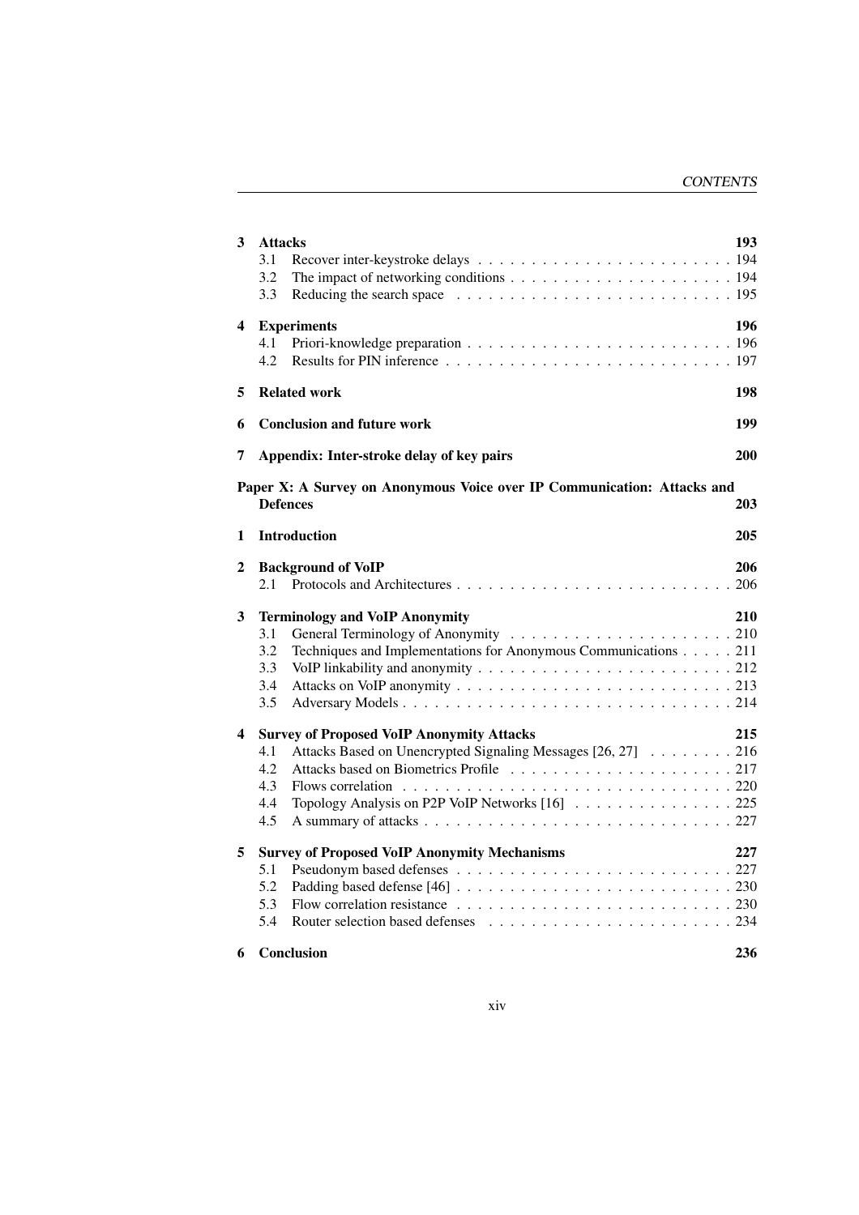| | | |
|---|---|---|
| **3** | **Attacks** | **193** |
| | 3.1 Recover inter-keystroke delays | 194 |
| | 3.2 The impact of networking conditions | 194 |
| | 3.3 Reducing the search space | 195 |
| **4** | **Experiments** | **196** |
| | 4.1 Priori-knowledge preparation | 196 |
| | 4.2 Results for PIN inference | 197 |
| **5** | **Related work** | **198** |
| **6** | **Conclusion and future work** | **199** |
| **7** | **Appendix: Inter-stroke delay of key pairs** | **200** |

**Paper X: A Survey on Anonymous Voice over IP Communication: Attacks and Defences** **203**

| | | |
|---|---|---|
| **1** | **Introduction** | **205** |
| **2** | **Background of VoIP** | **206** |
| | 2.1 Protocols and Architectures | 206 |
| **3** | **Terminology and VoIP Anonymity** | **210** |
| | 3.1 General Terminology of Anonymity | 210 |
| | 3.2 Techniques and Implementations for Anonymous Communications | 211 |
| | 3.3 VoIP linkability and anonymity | 212 |
| | 3.4 Attacks on VoIP anonymity | 213 |
| | 3.5 Adversary Models | 214 |
| **4** | **Survey of Proposed VoIP Anonymity Attacks** | **215** |
| | 4.1 Attacks Based on Unencrypted Signaling Messages [26, 27] | 216 |
| | 4.2 Attacks based on Biometrics Profile | 217 |
| | 4.3 Flows correlation | 220 |
| | 4.4 Topology Analysis on P2P VoIP Networks [16] | 225 |
| | 4.5 A summary of attacks | 227 |
| **5** | **Survey of Proposed VoIP Anonymity Mechanisms** | **227** |
| | 5.1 Pseudonym based defenses | 227 |
| | 5.2 Padding based defense [46] | 230 |
| | 5.3 Flow correlation resistance | 230 |
| | 5.4 Router selection based defenses | 234 |
| **6** | **Conclusion** | **236** |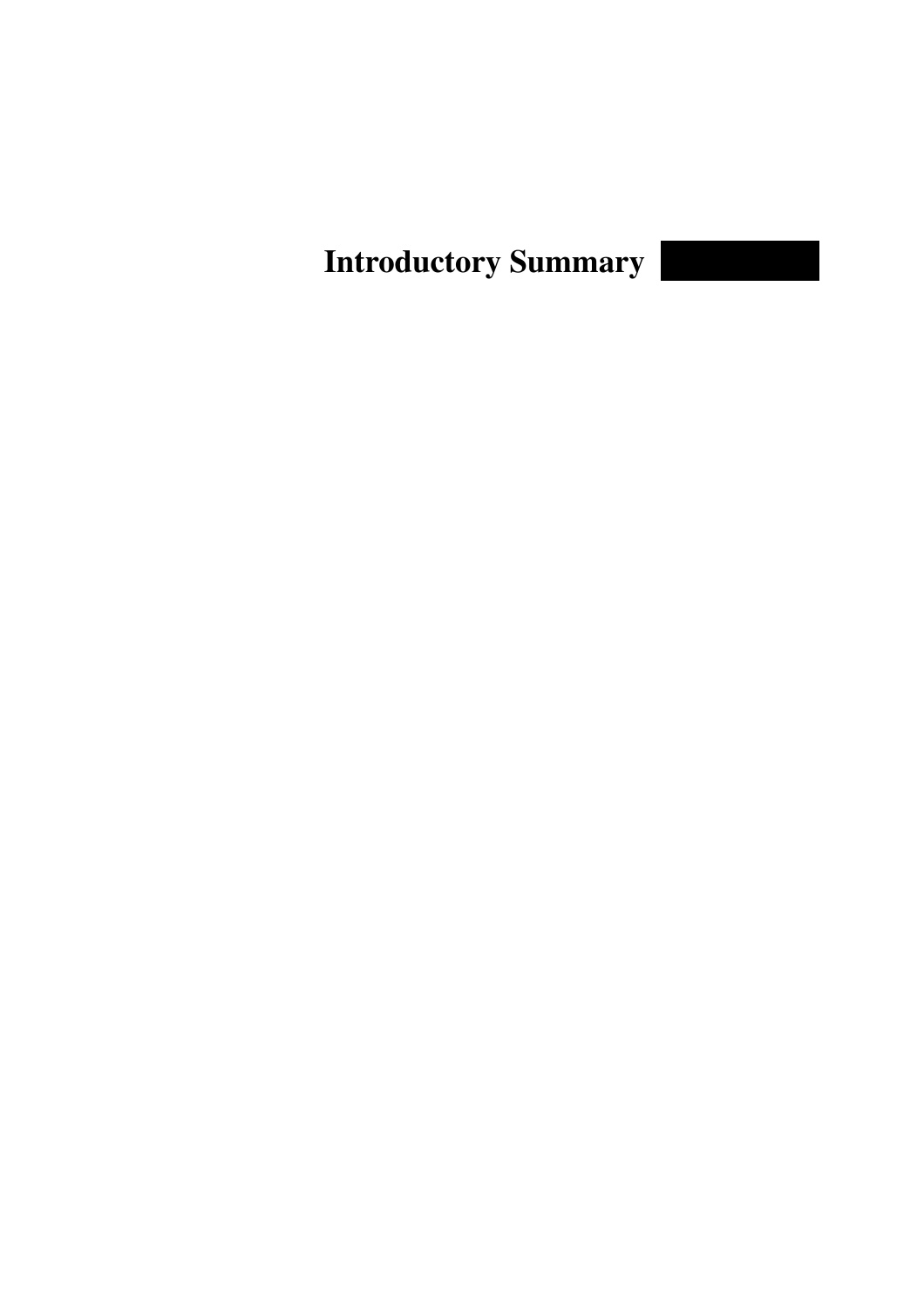# Introductory Summary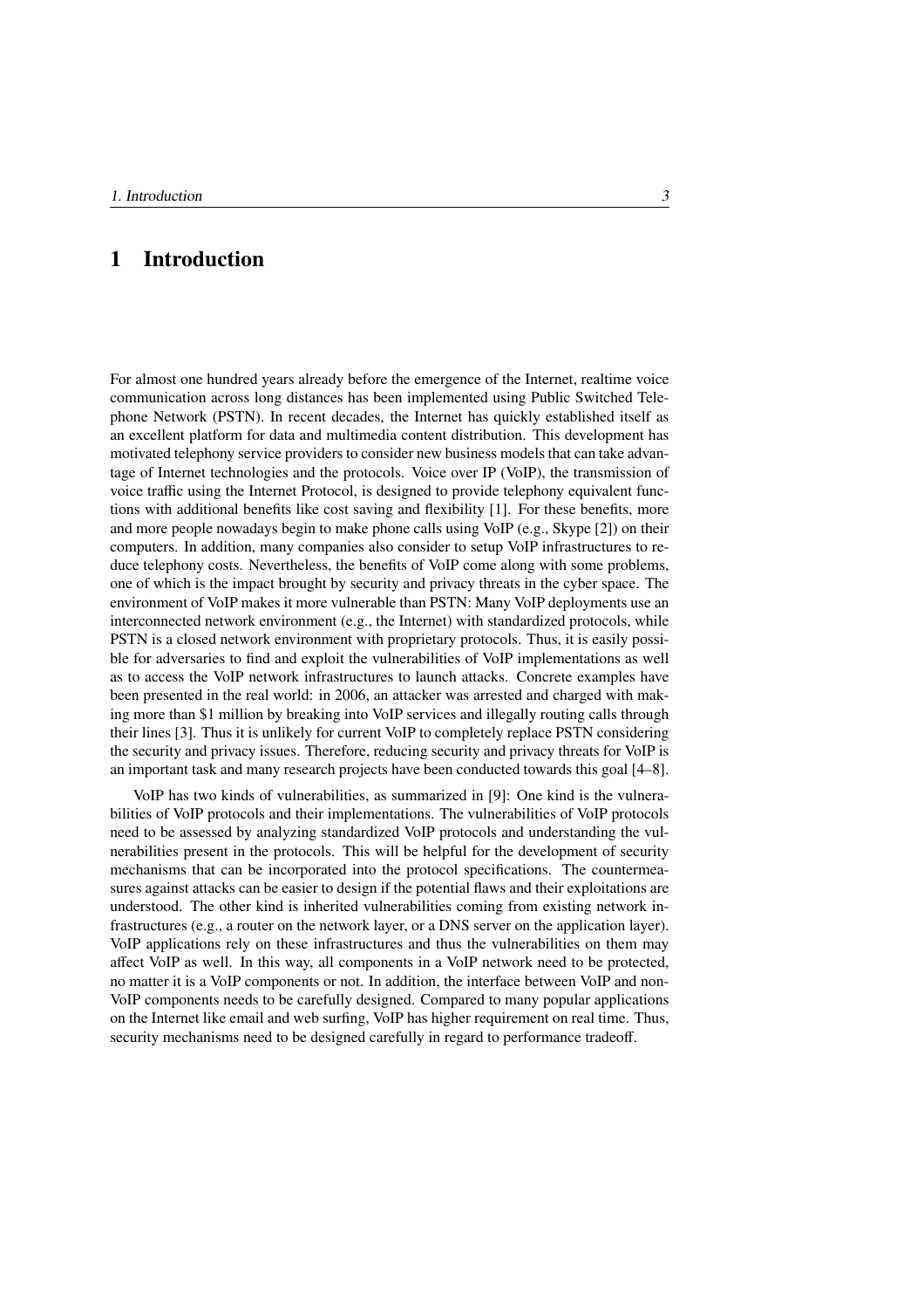# 1 Introduction

For almost one hundred years already before the emergence of the Internet, realtime voice communication across long distances has been implemented using Public Switched Telephone Network (PSTN). In recent decades, the Internet has quickly established itself as an excellent platform for data and multimedia content distribution. This development has motivated telephony service providers to consider new business models that can take advantage of Internet technologies and the protocols. Voice over IP (VoIP), the transmission of voice traffic using the Internet Protocol, is designed to provide telephony equivalent functions with additional benefits like cost saving and flexibility [1]. For these benefits, more and more people nowadays begin to make phone calls using VoIP (e.g., Skype [2]) on their computers. In addition, many companies also consider to setup VoIP infrastructures to reduce telephony costs. Nevertheless, the benefits of VoIP come along with some problems, one of which is the impact brought by security and privacy threats in the cyber space. The environment of VoIP makes it more vulnerable than PSTN: Many VoIP deployments use an interconnected network environment (e.g., the Internet) with standardized protocols, while PSTN is a closed network environment with proprietary protocols. Thus, it is easily possible for adversaries to find and exploit the vulnerabilities of VoIP implementations as well as to access the VoIP network infrastructures to launch attacks. Concrete examples have been presented in the real world: in 2006, an attacker was arrested and charged with making more than $1 million by breaking into VoIP services and illegally routing calls through their lines [3]. Thus it is unlikely for current VoIP to completely replace PSTN considering the security and privacy issues. Therefore, reducing security and privacy threats for VoIP is an important task and many research projects have been conducted towards this goal [4–8].

VoIP has two kinds of vulnerabilities, as summarized in [9]: One kind is the vulnerabilities of VoIP protocols and their implementations. The vulnerabilities of VoIP protocols need to be assessed by analyzing standardized VoIP protocols and understanding the vulnerabilities present in the protocols. This will be helpful for the development of security mechanisms that can be incorporated into the protocol specifications. The countermeasures against attacks can be easier to design if the potential flaws and their exploitations are understood. The other kind is inherited vulnerabilities coming from existing network infrastructures (e.g., a router on the network layer, or a DNS server on the application layer). VoIP applications rely on these infrastructures and thus the vulnerabilities on them may affect VoIP as well. In this way, all components in a VoIP network need to be protected, no matter it is a VoIP components or not. In addition, the interface between VoIP and non-VoIP components needs to be carefully designed. Compared to many popular applications on the Internet like email and web surfing, VoIP has higher requirement on real time. Thus, security mechanisms need to be designed carefully in regard to performance tradeoff.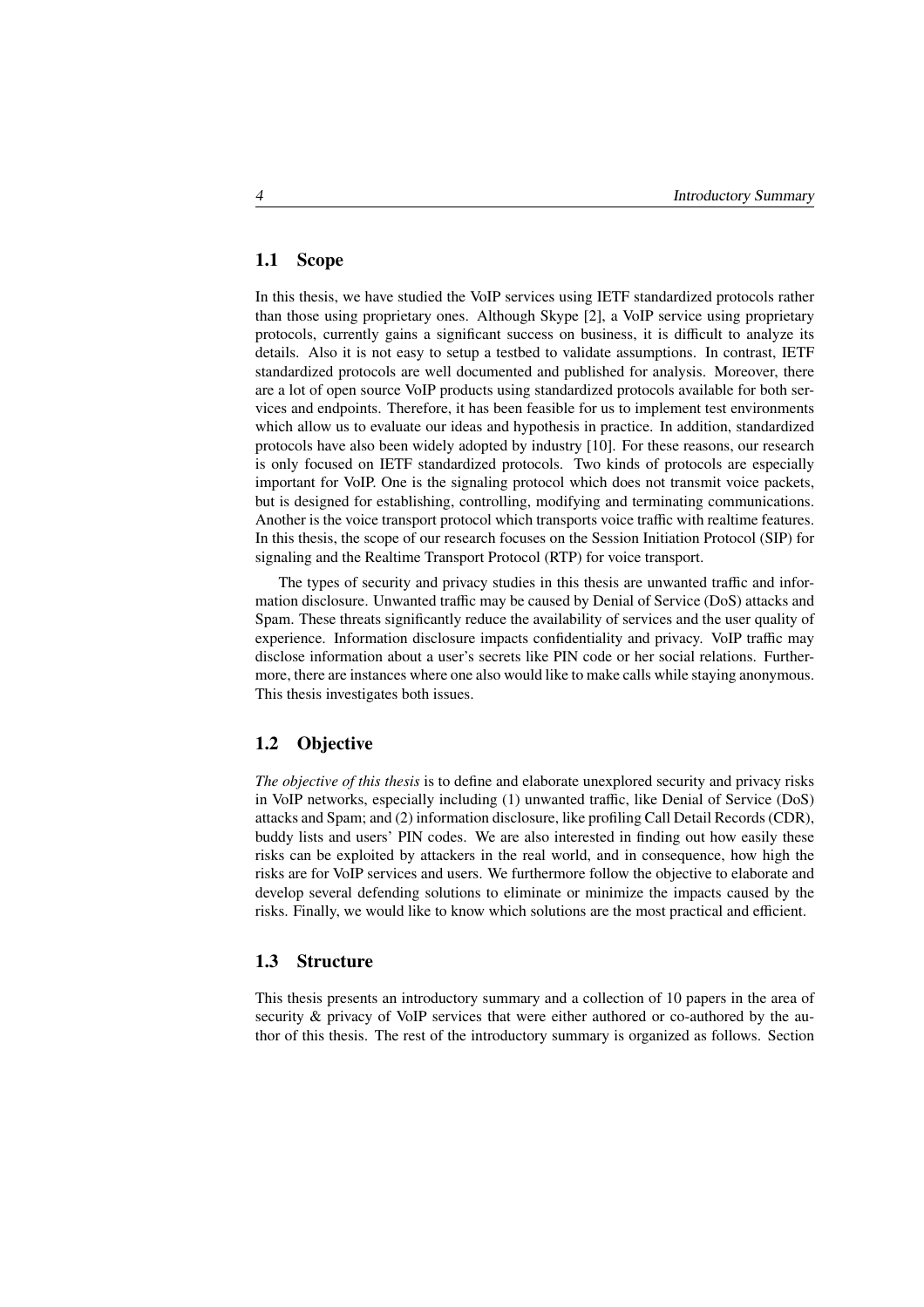## 1.1 Scope

In this thesis, we have studied the VoIP services using IETF standardized protocols rather than those using proprietary ones. Although Skype [2], a VoIP service using proprietary protocols, currently gains a significant success on business, it is difficult to analyze its details. Also it is not easy to setup a testbed to validate assumptions. In contrast, IETF standardized protocols are well documented and published for analysis. Moreover, there are a lot of open source VoIP products using standardized protocols available for both services and endpoints. Therefore, it has been feasible for us to implement test environments which allow us to evaluate our ideas and hypothesis in practice. In addition, standardized protocols have also been widely adopted by industry [10]. For these reasons, our research is only focused on IETF standardized protocols. Two kinds of protocols are especially important for VoIP. One is the signaling protocol which does not transmit voice packets, but is designed for establishing, controlling, modifying and terminating communications. Another is the voice transport protocol which transports voice traffic with realtime features. In this thesis, the scope of our research focuses on the Session Initiation Protocol (SIP) for signaling and the Realtime Transport Protocol (RTP) for voice transport.

The types of security and privacy studies in this thesis are unwanted traffic and information disclosure. Unwanted traffic may be caused by Denial of Service (DoS) attacks and Spam. These threats significantly reduce the availability of services and the user quality of experience. Information disclosure impacts confidentiality and privacy. VoIP traffic may disclose information about a user's secrets like PIN code or her social relations. Furthermore, there are instances where one also would like to make calls while staying anonymous. This thesis investigates both issues.

## 1.2 Objective

*The objective of this thesis* is to define and elaborate unexplored security and privacy risks in VoIP networks, especially including (1) unwanted traffic, like Denial of Service (DoS) attacks and Spam; and (2) information disclosure, like profiling Call Detail Records (CDR), buddy lists and users' PIN codes. We are also interested in finding out how easily these risks can be exploited by attackers in the real world, and in consequence, how high the risks are for VoIP services and users. We furthermore follow the objective to elaborate and develop several defending solutions to eliminate or minimize the impacts caused by the risks. Finally, we would like to know which solutions are the most practical and efficient.

## 1.3 Structure

This thesis presents an introductory summary and a collection of 10 papers in the area of security & privacy of VoIP services that were either authored or co-authored by the author of this thesis. The rest of the introductory summary is organized as follows. Section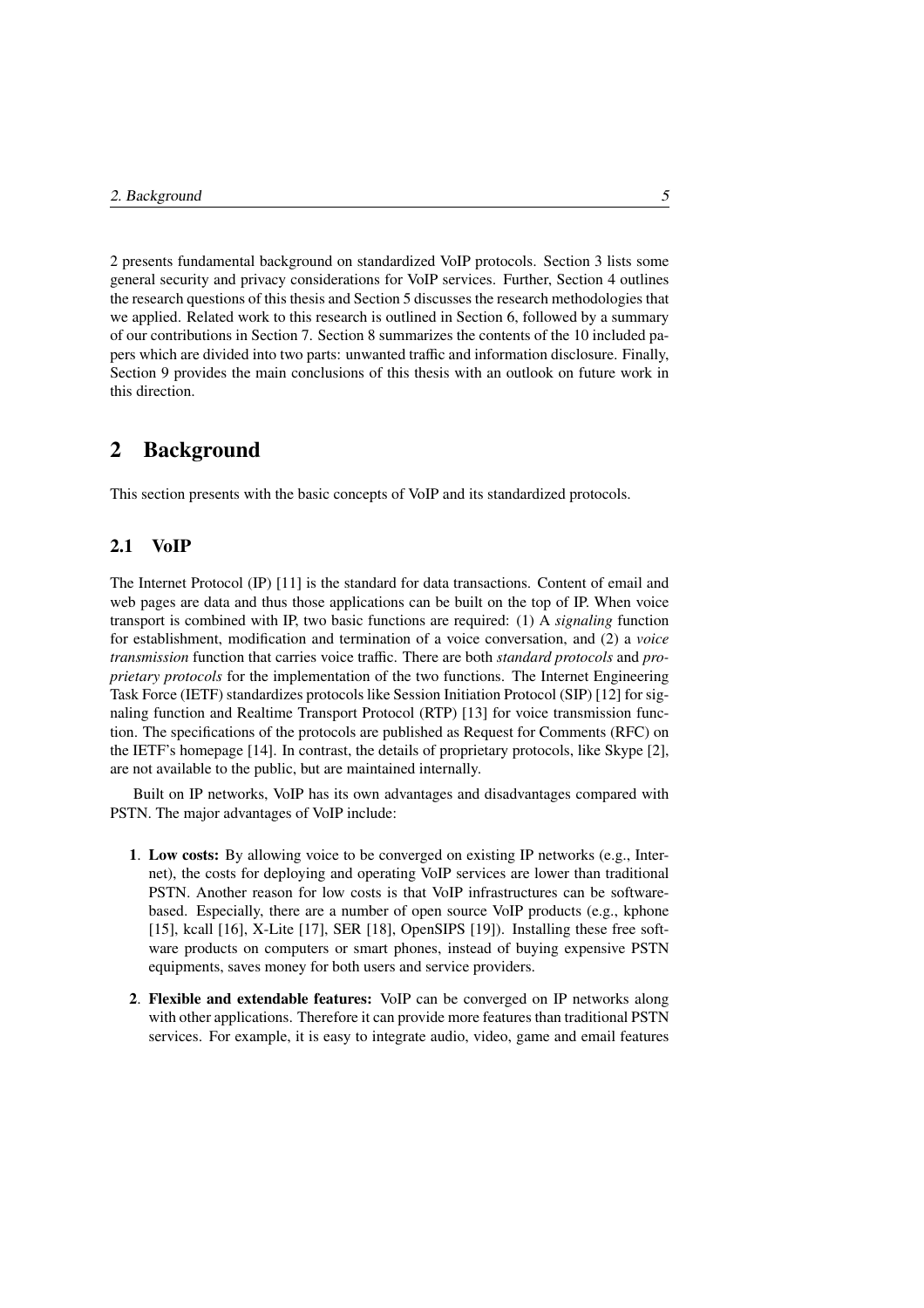2 presents fundamental background on standardized VoIP protocols. Section 3 lists some general security and privacy considerations for VoIP services. Further, Section 4 outlines the research questions of this thesis and Section 5 discusses the research methodologies that we applied. Related work to this research is outlined in Section 6, followed by a summary of our contributions in Section 7. Section 8 summarizes the contents of the 10 included papers which are divided into two parts: unwanted traffic and information disclosure. Finally, Section 9 provides the main conclusions of this thesis with an outlook on future work in this direction.

## 2 Background

This section presents with the basic concepts of VoIP and its standardized protocols.

### 2.1 VoIP

The Internet Protocol (IP) [11] is the standard for data transactions. Content of email and web pages are data and thus those applications can be built on the top of IP. When voice transport is combined with IP, two basic functions are required: (1) A *signaling* function for establishment, modification and termination of a voice conversation, and (2) a *voice transmission* function that carries voice traffic. There are both *standard protocols* and *proprietary protocols* for the implementation of the two functions. The Internet Engineering Task Force (IETF) standardizes protocols like Session Initiation Protocol (SIP) [12] for signaling function and Realtime Transport Protocol (RTP) [13] for voice transmission function. The specifications of the protocols are published as Request for Comments (RFC) on the IETF's homepage [14]. In contrast, the details of proprietary protocols, like Skype [2], are not available to the public, but are maintained internally.

Built on IP networks, VoIP has its own advantages and disadvantages compared with PSTN. The major advantages of VoIP include:

1. **Low costs:** By allowing voice to be converged on existing IP networks (e.g., Internet), the costs for deploying and operating VoIP services are lower than traditional PSTN. Another reason for low costs is that VoIP infrastructures can be software-based. Especially, there are a number of open source VoIP products (e.g., kphone [15], kcall [16], X-Lite [17], SER [18], OpenSIPS [19]). Installing these free software products on computers or smart phones, instead of buying expensive PSTN equipments, saves money for both users and service providers.

2. **Flexible and extendable features:** VoIP can be converged on IP networks along with other applications. Therefore it can provide more features than traditional PSTN services. For example, it is easy to integrate audio, video, game and email features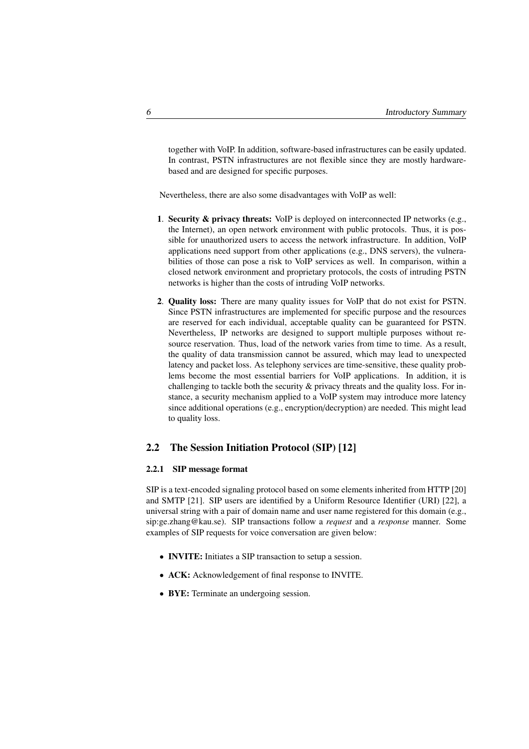together with VoIP. In addition, software-based infrastructures can be easily updated. In contrast, PSTN infrastructures are not flexible since they are mostly hardware-based and are designed for specific purposes.

Nevertheless, there are also some disadvantages with VoIP as well:

1. **Security & privacy threats:** VoIP is deployed on interconnected IP networks (e.g., the Internet), an open network environment with public protocols. Thus, it is possible for unauthorized users to access the network infrastructure. In addition, VoIP applications need support from other applications (e.g., DNS servers), the vulnerabilities of those can pose a risk to VoIP services as well. In comparison, within a closed network environment and proprietary protocols, the costs of intruding PSTN networks is higher than the costs of intruding VoIP networks.

2. **Quality loss:** There are many quality issues for VoIP that do not exist for PSTN. Since PSTN infrastructures are implemented for specific purpose and the resources are reserved for each individual, acceptable quality can be guaranteed for PSTN. Nevertheless, IP networks are designed to support multiple purposes without resource reservation. Thus, load of the network varies from time to time. As a result, the quality of data transmission cannot be assured, which may lead to unexpected latency and packet loss. As telephony services are time-sensitive, these quality problems become the most essential barriers for VoIP applications. In addition, it is challenging to tackle both the security & privacy threats and the quality loss. For instance, a security mechanism applied to a VoIP system may introduce more latency since additional operations (e.g., encryption/decryption) are needed. This might lead to quality loss.

## 2.2 The Session Initiation Protocol (SIP) [12]

### 2.2.1 SIP message format

SIP is a text-encoded signaling protocol based on some elements inherited from HTTP [20] and SMTP [21]. SIP users are identified by a Uniform Resource Identifier (URI) [22], a universal string with a pair of domain name and user name registered for this domain (e.g., sip:ge.zhang@kau.se). SIP transactions follow a *request* and a *response* manner. Some examples of SIP requests for voice conversation are given below:

- **INVITE:** Initiates a SIP transaction to setup a session.
- **ACK:** Acknowledgement of final response to INVITE.
- **BYE:** Terminate an undergoing session.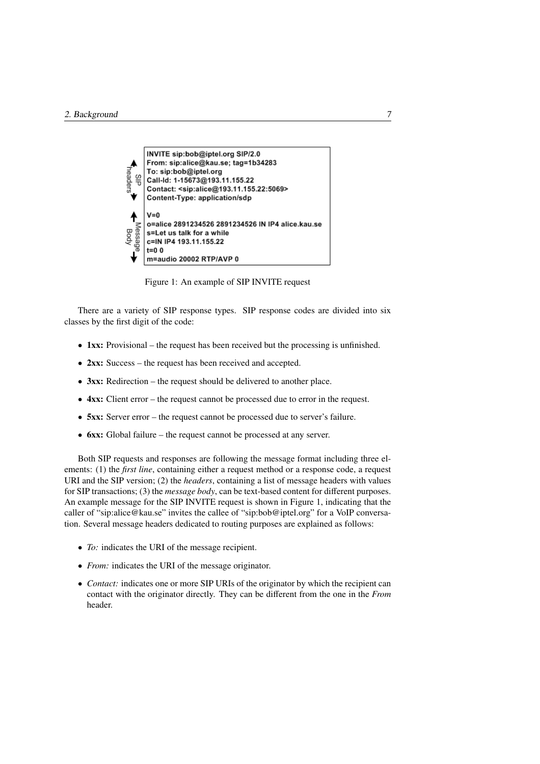```
INVITE sip:bob@iptel.org SIP/2.0
From: sip:alice@kau.se; tag=1b34283
To: sip:bob@iptel.org
Call-Id: 1-15673@193.11.155.22
Contact: <sip:alice@193.11.155.22:5069>
Content-Type: application/sdp

V=0
o=alice 2891234526 2891234526 IN IP4 alice.kau.se
s=Let us talk for a while
c=IN IP4 193.11.155.22
t=0 0
m=audio 20002 RTP/AVP 0
```

Figure 1: An example of SIP INVITE request

There are a variety of SIP response types. SIP response codes are divided into six classes by the first digit of the code:

- **1xx:** Provisional – the request has been received but the processing is unfinished.
- **2xx:** Success – the request has been received and accepted.
- **3xx:** Redirection – the request should be delivered to another place.
- **4xx:** Client error – the request cannot be processed due to error in the request.
- **5xx:** Server error – the request cannot be processed due to server's failure.
- **6xx:** Global failure – the request cannot be processed at any server.

Both SIP requests and responses are following the message format including three elements: (1) the *first line*, containing either a request method or a response code, a request URI and the SIP version; (2) the *headers*, containing a list of message headers with values for SIP transactions; (3) the *message body*, can be text-based content for different purposes. An example message for the SIP INVITE request is shown in Figure 1, indicating that the caller of "sip:alice@kau.se" invites the callee of "sip:bob@iptel.org" for a VoIP conversation. Several message headers dedicated to routing purposes are explained as follows:

- *To:* indicates the URI of the message recipient.
- *From:* indicates the URI of the message originator.
- *Contact:* indicates one or more SIP URIs of the originator by which the recipient can contact with the originator directly. They can be different from the one in the *From* header.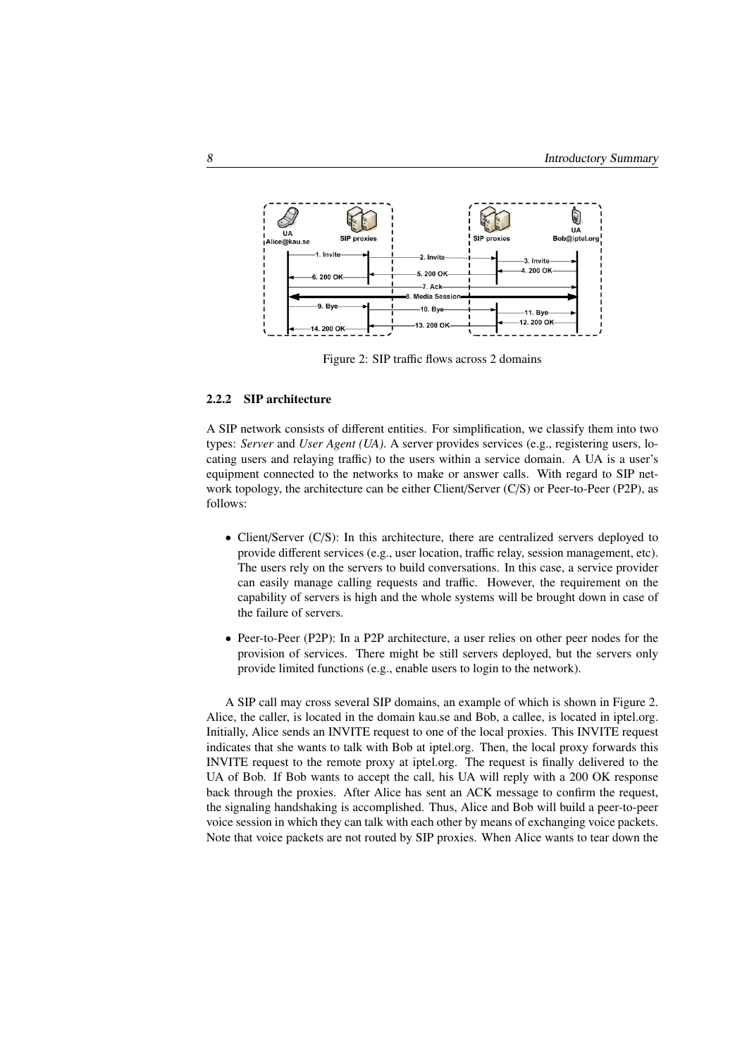Figure 2: SIP traffic flows across 2 domains

### 2.2.2 SIP architecture

A SIP network consists of different entities. For simplification, we classify them into two types: *Server* and *User Agent (UA)*. A server provides services (e.g., registering users, locating users and relaying traffic) to the users within a service domain. A UA is a user's equipment connected to the networks to make or answer calls. With regard to SIP network topology, the architecture can be either Client/Server (C/S) or Peer-to-Peer (P2P), as follows:

- Client/Server (C/S): In this architecture, there are centralized servers deployed to provide different services (e.g., user location, traffic relay, session management, etc). The users rely on the servers to build conversations. In this case, a service provider can easily manage calling requests and traffic. However, the requirement on the capability of servers is high and the whole systems will be brought down in case of the failure of servers.
- Peer-to-Peer (P2P): In a P2P architecture, a user relies on other peer nodes for the provision of services. There might be still servers deployed, but the servers only provide limited functions (e.g., enable users to login to the network).

A SIP call may cross several SIP domains, an example of which is shown in Figure 2. Alice, the caller, is located in the domain kau.se and Bob, a callee, is located in iptel.org. Initially, Alice sends an INVITE request to one of the local proxies. This INVITE request indicates that she wants to talk with Bob at iptel.org. Then, the local proxy forwards this INVITE request to the remote proxy at iptel.org. The request is finally delivered to the UA of Bob. If Bob wants to accept the call, his UA will reply with a 200 OK response back through the proxies. After Alice has sent an ACK message to confirm the request, the signaling handshaking is accomplished. Thus, Alice and Bob will build a peer-to-peer voice session in which they can talk with each other by means of exchanging voice packets. Note that voice packets are not routed by SIP proxies. When Alice wants to tear down the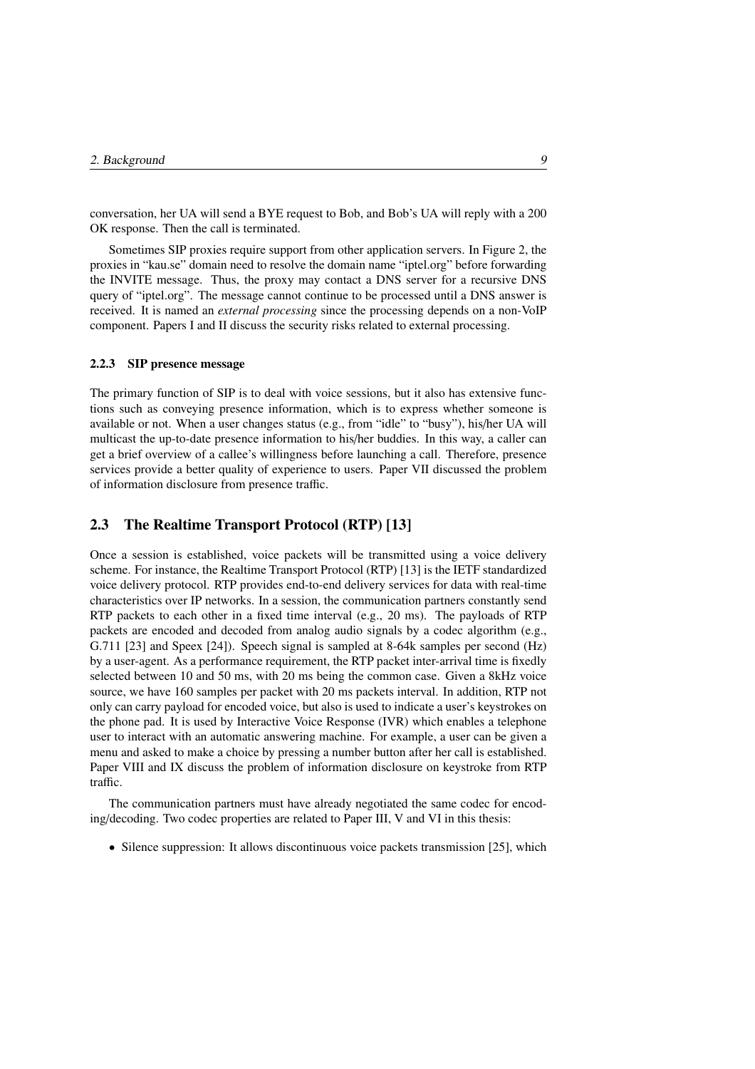conversation, her UA will send a BYE request to Bob, and Bob's UA will reply with a 200 OK response. Then the call is terminated.

Sometimes SIP proxies require support from other application servers. In Figure 2, the proxies in "kau.se" domain need to resolve the domain name "iptel.org" before forwarding the INVITE message. Thus, the proxy may contact a DNS server for a recursive DNS query of "iptel.org". The message cannot continue to be processed until a DNS answer is received. It is named an *external processing* since the processing depends on a non-VoIP component. Papers I and II discuss the security risks related to external processing.

### 2.2.3 SIP presence message

The primary function of SIP is to deal with voice sessions, but it also has extensive functions such as conveying presence information, which is to express whether someone is available or not. When a user changes status (e.g., from "idle" to "busy"), his/her UA will multicast the up-to-date presence information to his/her buddies. In this way, a caller can get a brief overview of a callee's willingness before launching a call. Therefore, presence services provide a better quality of experience to users. Paper VII discussed the problem of information disclosure from presence traffic.

## 2.3 The Realtime Transport Protocol (RTP) [13]

Once a session is established, voice packets will be transmitted using a voice delivery scheme. For instance, the Realtime Transport Protocol (RTP) [13] is the IETF standardized voice delivery protocol. RTP provides end-to-end delivery services for data with real-time characteristics over IP networks. In a session, the communication partners constantly send RTP packets to each other in a fixed time interval (e.g., 20 ms). The payloads of RTP packets are encoded and decoded from analog audio signals by a codec algorithm (e.g., G.711 [23] and Speex [24]). Speech signal is sampled at 8-64k samples per second (Hz) by a user-agent. As a performance requirement, the RTP packet inter-arrival time is fixedly selected between 10 and 50 ms, with 20 ms being the common case. Given a 8kHz voice source, we have 160 samples per packet with 20 ms packets interval. In addition, RTP not only can carry payload for encoded voice, but also is used to indicate a user's keystrokes on the phone pad. It is used by Interactive Voice Response (IVR) which enables a telephone user to interact with an automatic answering machine. For example, a user can be given a menu and asked to make a choice by pressing a number button after her call is established. Paper VIII and IX discuss the problem of information disclosure on keystroke from RTP traffic.

The communication partners must have already negotiated the same codec for encoding/decoding. Two codec properties are related to Paper III, V and VI in this thesis:

- Silence suppression: It allows discontinuous voice packets transmission [25], which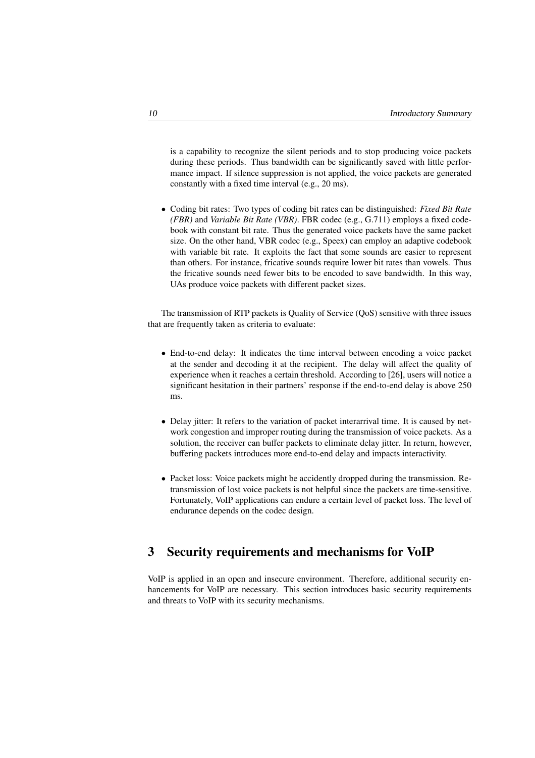is a capability to recognize the silent periods and to stop producing voice packets during these periods. Thus bandwidth can be significantly saved with little performance impact. If silence suppression is not applied, the voice packets are generated constantly with a fixed time interval (e.g., 20 ms).

- Coding bit rates: Two types of coding bit rates can be distinguished: *Fixed Bit Rate (FBR)* and *Variable Bit Rate (VBR)*. FBR codec (e.g., G.711) employs a fixed codebook with constant bit rate. Thus the generated voice packets have the same packet size. On the other hand, VBR codec (e.g., Speex) can employ an adaptive codebook with variable bit rate. It exploits the fact that some sounds are easier to represent than others. For instance, fricative sounds require lower bit rates than vowels. Thus the fricative sounds need fewer bits to be encoded to save bandwidth. In this way, UAs produce voice packets with different packet sizes.

The transmission of RTP packets is Quality of Service (QoS) sensitive with three issues that are frequently taken as criteria to evaluate:

- End-to-end delay: It indicates the time interval between encoding a voice packet at the sender and decoding it at the recipient. The delay will affect the quality of experience when it reaches a certain threshold. According to [26], users will notice a significant hesitation in their partners' response if the end-to-end delay is above 250 ms.

- Delay jitter: It refers to the variation of packet interarrival time. It is caused by network congestion and improper routing during the transmission of voice packets. As a solution, the receiver can buffer packets to eliminate delay jitter. In return, however, buffering packets introduces more end-to-end delay and impacts interactivity.

- Packet loss: Voice packets might be accidently dropped during the transmission. Retransmission of lost voice packets is not helpful since the packets are time-sensitive. Fortunately, VoIP applications can endure a certain level of packet loss. The level of endurance depends on the codec design.

## 3 Security requirements and mechanisms for VoIP

VoIP is applied in an open and insecure environment. Therefore, additional security enhancements for VoIP are necessary. This section introduces basic security requirements and threats to VoIP with its security mechanisms.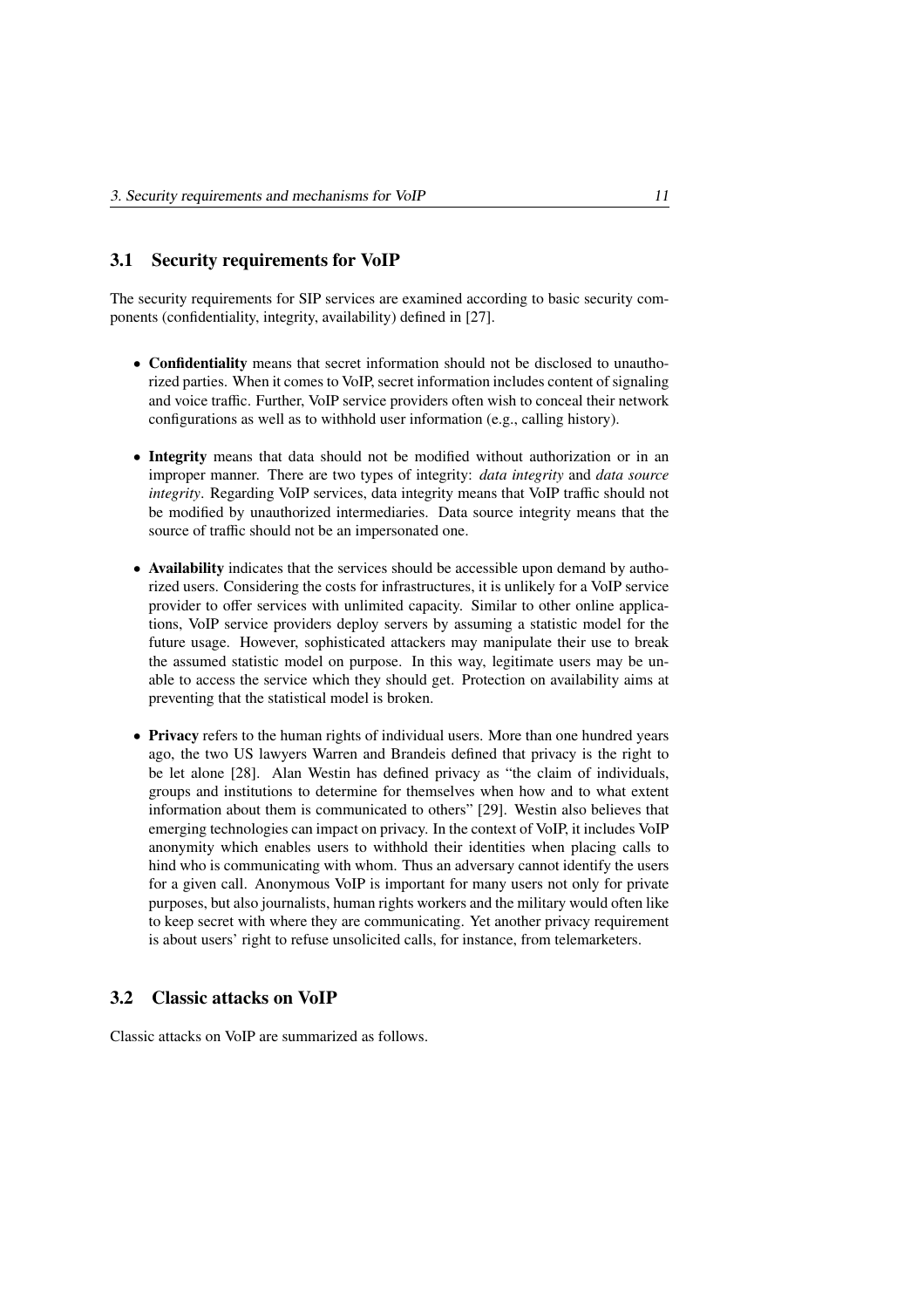## 3.1 Security requirements for VoIP

The security requirements for SIP services are examined according to basic security components (confidentiality, integrity, availability) defined in [27].

- **Confidentiality** means that secret information should not be disclosed to unauthorized parties. When it comes to VoIP, secret information includes content of signaling and voice traffic. Further, VoIP service providers often wish to conceal their network configurations as well as to withhold user information (e.g., calling history).

- **Integrity** means that data should not be modified without authorization or in an improper manner. There are two types of integrity: *data integrity* and *data source integrity*. Regarding VoIP services, data integrity means that VoIP traffic should not be modified by unauthorized intermediaries. Data source integrity means that the source of traffic should not be an impersonated one.

- **Availability** indicates that the services should be accessible upon demand by authorized users. Considering the costs for infrastructures, it is unlikely for a VoIP service provider to offer services with unlimited capacity. Similar to other online applications, VoIP service providers deploy servers by assuming a statistic model for the future usage. However, sophisticated attackers may manipulate their use to break the assumed statistic model on purpose. In this way, legitimate users may be unable to access the service which they should get. Protection on availability aims at preventing that the statistical model is broken.

- **Privacy** refers to the human rights of individual users. More than one hundred years ago, the two US lawyers Warren and Brandeis defined that privacy is the right to be let alone [28]. Alan Westin has defined privacy as "the claim of individuals, groups and institutions to determine for themselves when how and to what extent information about them is communicated to others" [29]. Westin also believes that emerging technologies can impact on privacy. In the context of VoIP, it includes VoIP anonymity which enables users to withhold their identities when placing calls to hind who is communicating with whom. Thus an adversary cannot identify the users for a given call. Anonymous VoIP is important for many users not only for private purposes, but also journalists, human rights workers and the military would often like to keep secret with where they are communicating. Yet another privacy requirement is about users' right to refuse unsolicited calls, for instance, from telemarketers.

## 3.2 Classic attacks on VoIP

Classic attacks on VoIP are summarized as follows.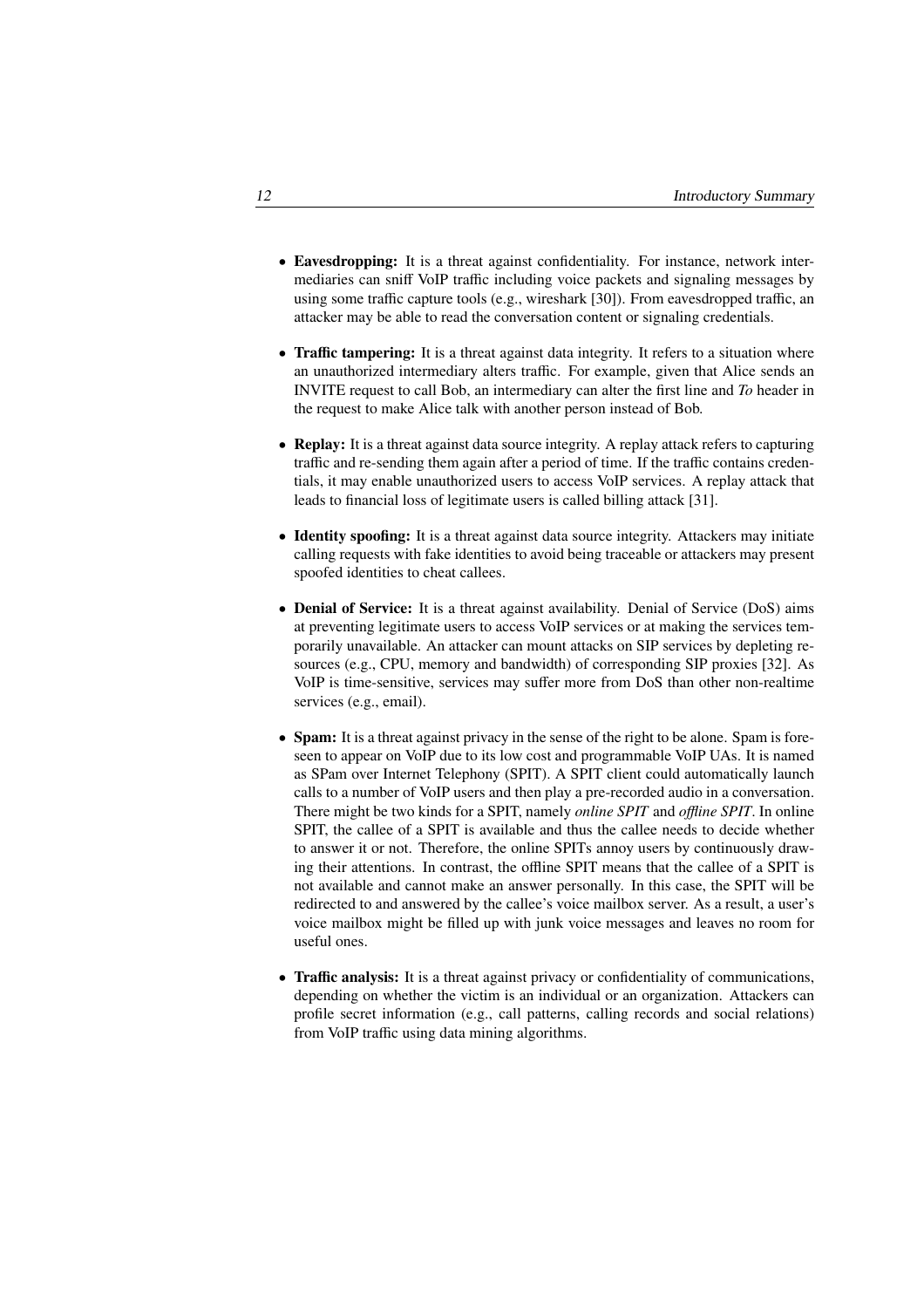- **Eavesdropping:** It is a threat against confidentiality. For instance, network intermediaries can sniff VoIP traffic including voice packets and signaling messages by using some traffic capture tools (e.g., wireshark [30]). From eavesdropped traffic, an attacker may be able to read the conversation content or signaling credentials.

- **Traffic tampering:** It is a threat against data integrity. It refers to a situation where an unauthorized intermediary alters traffic. For example, given that Alice sends an INVITE request to call Bob, an intermediary can alter the first line and *To* header in the request to make Alice talk with another person instead of Bob.

- **Replay:** It is a threat against data source integrity. A replay attack refers to capturing traffic and re-sending them again after a period of time. If the traffic contains credentials, it may enable unauthorized users to access VoIP services. A replay attack that leads to financial loss of legitimate users is called billing attack [31].

- **Identity spoofing:** It is a threat against data source integrity. Attackers may initiate calling requests with fake identities to avoid being traceable or attackers may present spoofed identities to cheat callees.

- **Denial of Service:** It is a threat against availability. Denial of Service (DoS) aims at preventing legitimate users to access VoIP services or at making the services temporarily unavailable. An attacker can mount attacks on SIP services by depleting resources (e.g., CPU, memory and bandwidth) of corresponding SIP proxies [32]. As VoIP is time-sensitive, services may suffer more from DoS than other non-realtime services (e.g., email).

- **Spam:** It is a threat against privacy in the sense of the right to be alone. Spam is foreseen to appear on VoIP due to its low cost and programmable VoIP UAs. It is named as SPam over Internet Telephony (SPIT). A SPIT client could automatically launch calls to a number of VoIP users and then play a pre-recorded audio in a conversation. There might be two kinds for a SPIT, namely *online SPIT* and *offline SPIT*. In online SPIT, the callee of a SPIT is available and thus the callee needs to decide whether to answer it or not. Therefore, the online SPITs annoy users by continuously drawing their attentions. In contrast, the offline SPIT means that the callee of a SPIT is not available and cannot make an answer personally. In this case, the SPIT will be redirected to and answered by the callee's voice mailbox server. As a result, a user's voice mailbox might be filled up with junk voice messages and leaves no room for useful ones.

- **Traffic analysis:** It is a threat against privacy or confidentiality of communications, depending on whether the victim is an individual or an organization. Attackers can profile secret information (e.g., call patterns, calling records and social relations) from VoIP traffic using data mining algorithms.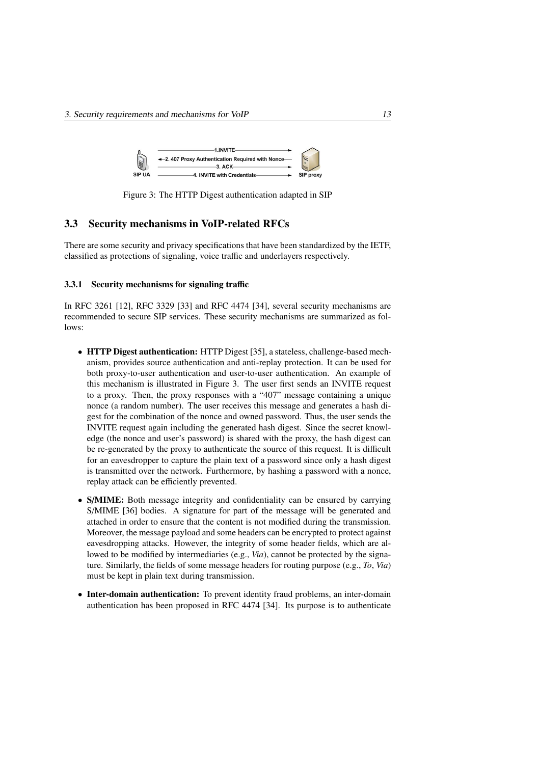Figure 3: The HTTP Digest authentication adapted in SIP

## 3.3 Security mechanisms in VoIP-related RFCs

There are some security and privacy specifications that have been standardized by the IETF, classified as protections of signaling, voice traffic and underlayers respectively.

### 3.3.1 Security mechanisms for signaling traffic

In RFC 3261 [12], RFC 3329 [33] and RFC 4474 [34], several security mechanisms are recommended to secure SIP services. These security mechanisms are summarized as follows:

- **HTTP Digest authentication:** HTTP Digest [35], a stateless, challenge-based mechanism, provides source authentication and anti-replay protection. It can be used for both proxy-to-user authentication and user-to-user authentication. An example of this mechanism is illustrated in Figure 3. The user first sends an INVITE request to a proxy. Then, the proxy responses with a "407" message containing a unique nonce (a random number). The user receives this message and generates a hash digest for the combination of the nonce and owned password. Thus, the user sends the INVITE request again including the generated hash digest. Since the secret knowledge (the nonce and user's password) is shared with the proxy, the hash digest can be re-generated by the proxy to authenticate the source of this request. It is difficult for an eavesdropper to capture the plain text of a password since only a hash digest is transmitted over the network. Furthermore, by hashing a password with a nonce, replay attack can be efficiently prevented.

- **S/MIME:** Both message integrity and confidentiality can be ensured by carrying S/MIME [36] bodies. A signature for part of the message will be generated and attached in order to ensure that the content is not modified during the transmission. Moreover, the message payload and some headers can be encrypted to protect against eavesdropping attacks. However, the integrity of some header fields, which are allowed to be modified by intermediaries (e.g., *Via*), cannot be protected by the signature. Similarly, the fields of some message headers for routing purpose (e.g., *To*, *Via*) must be kept in plain text during transmission.

- **Inter-domain authentication:** To prevent identity fraud problems, an inter-domain authentication has been proposed in RFC 4474 [34]. Its purpose is to authenticate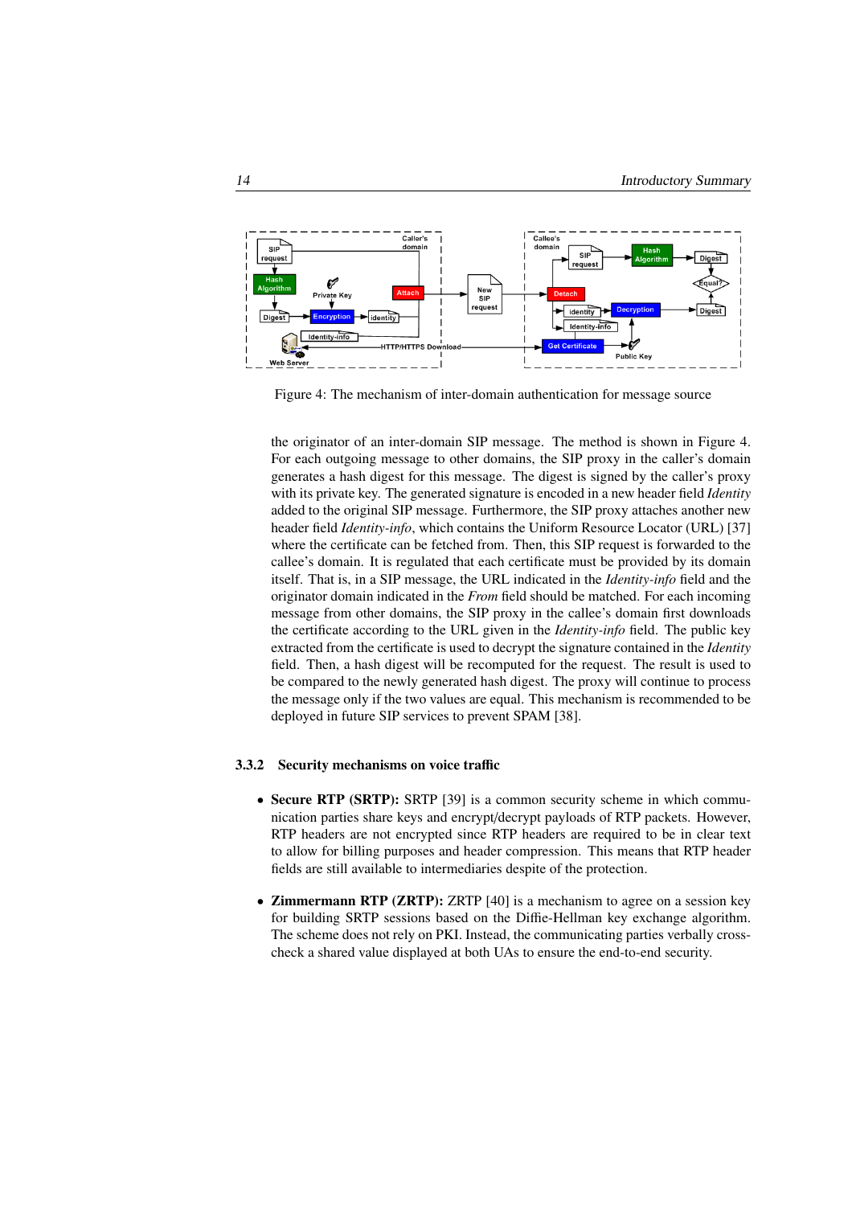Figure 4: The mechanism of inter-domain authentication for message source

the originator of an inter-domain SIP message. The method is shown in Figure 4. For each outgoing message to other domains, the SIP proxy in the caller's domain generates a hash digest for this message. The digest is signed by the caller's proxy with its private key. The generated signature is encoded in a new header field *Identity* added to the original SIP message. Furthermore, the SIP proxy attaches another new header field *Identity-info*, which contains the Uniform Resource Locator (URL) [37] where the certificate can be fetched from. Then, this SIP request is forwarded to the callee's domain. It is regulated that each certificate must be provided by its domain itself. That is, in a SIP message, the URL indicated in the *Identity-info* field and the originator domain indicated in the *From* field should be matched. For each incoming message from other domains, the SIP proxy in the callee's domain first downloads the certificate according to the URL given in the *Identity-info* field. The public key extracted from the certificate is used to decrypt the signature contained in the *Identity* field. Then, a hash digest will be recomputed for the request. The result is used to be compared to the newly generated hash digest. The proxy will continue to process the message only if the two values are equal. This mechanism is recommended to be deployed in future SIP services to prevent SPAM [38].

### 3.3.2 Security mechanisms on voice traffic

- **Secure RTP (SRTP):** SRTP [39] is a common security scheme in which communication parties share keys and encrypt/decrypt payloads of RTP packets. However, RTP headers are not encrypted since RTP headers are required to be in clear text to allow for billing purposes and header compression. This means that RTP header fields are still available to intermediaries despite of the protection.
- **Zimmermann RTP (ZRTP):** ZRTP [40] is a mechanism to agree on a session key for building SRTP sessions based on the Diffie-Hellman key exchange algorithm. The scheme does not rely on PKI. Instead, the communicating parties verbally cross-check a shared value displayed at both UAs to ensure the end-to-end security.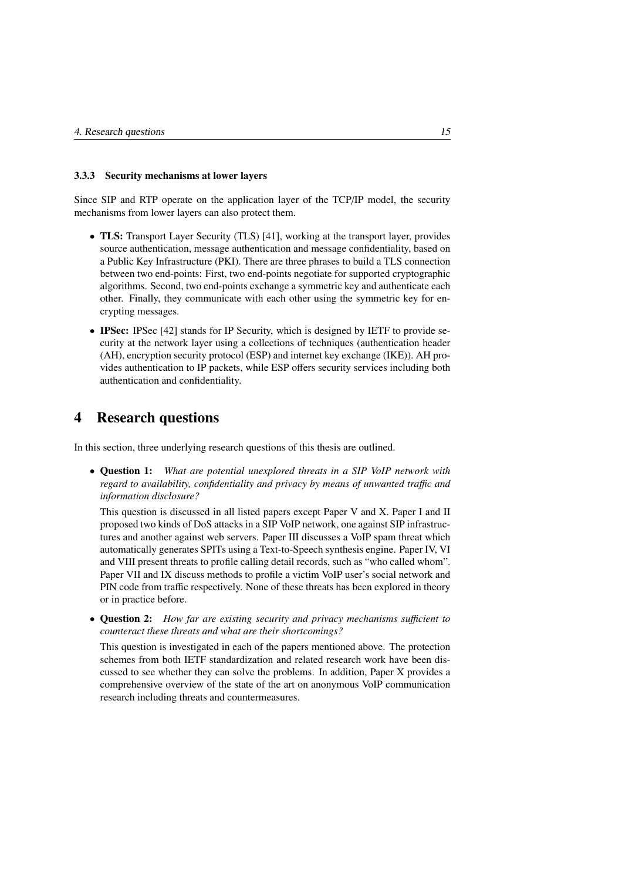### 3.3.3 Security mechanisms at lower layers

Since SIP and RTP operate on the application layer of the TCP/IP model, the security mechanisms from lower layers can also protect them.

- **TLS:** Transport Layer Security (TLS) [41], working at the transport layer, provides source authentication, message authentication and message confidentiality, based on a Public Key Infrastructure (PKI). There are three phrases to build a TLS connection between two end-points: First, two end-points negotiate for supported cryptographic algorithms. Second, two end-points exchange a symmetric key and authenticate each other. Finally, they communicate with each other using the symmetric key for encrypting messages.
- **IPSec:** IPSec [42] stands for IP Security, which is designed by IETF to provide security at the network layer using a collections of techniques (authentication header (AH), encryption security protocol (ESP) and internet key exchange (IKE)). AH provides authentication to IP packets, while ESP offers security services including both authentication and confidentiality.

# 4 Research questions

In this section, three underlying research questions of this thesis are outlined.

- **Question 1:** *What are potential unexplored threats in a SIP VoIP network with regard to availability, confidentiality and privacy by means of unwanted traffic and information disclosure?*

  This question is discussed in all listed papers except Paper V and X. Paper I and II proposed two kinds of DoS attacks in a SIP VoIP network, one against SIP infrastructures and another against web servers. Paper III discusses a VoIP spam threat which automatically generates SPITs using a Text-to-Speech synthesis engine. Paper IV, VI and VIII present threats to profile calling detail records, such as "who called whom". Paper VII and IX discuss methods to profile a victim VoIP user's social network and PIN code from traffic respectively. None of these threats has been explored in theory or in practice before.

- **Question 2:** *How far are existing security and privacy mechanisms sufficient to counteract these threats and what are their shortcomings?*

  This question is investigated in each of the papers mentioned above. The protection schemes from both IETF standardization and related research work have been discussed to see whether they can solve the problems. In addition, Paper X provides a comprehensive overview of the state of the art on anonymous VoIP communication research including threats and countermeasures.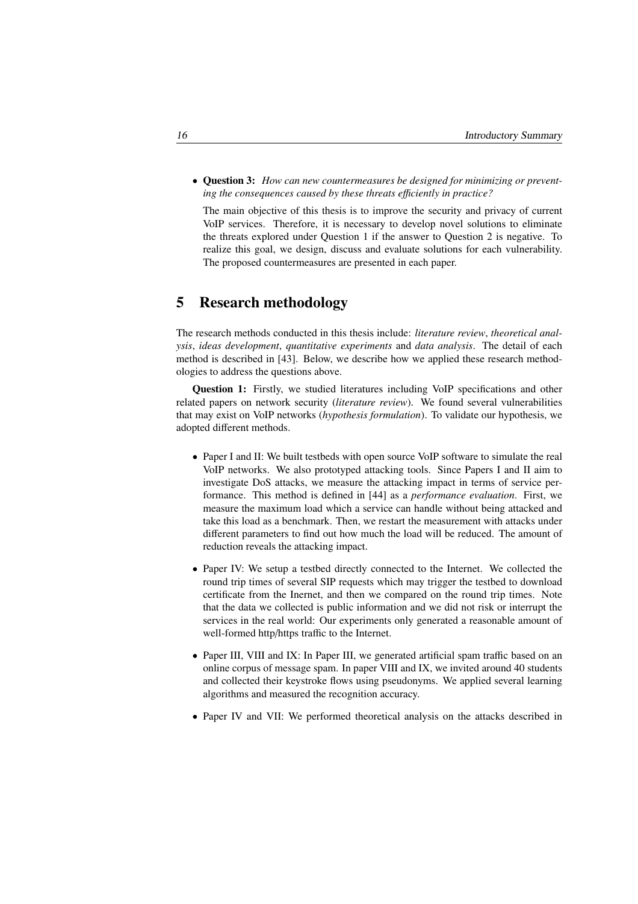- **Question 3:** *How can new countermeasures be designed for minimizing or preventing the consequences caused by these threats efficiently in practice?*

  The main objective of this thesis is to improve the security and privacy of current VoIP services. Therefore, it is necessary to develop novel solutions to eliminate the threats explored under Question 1 if the answer to Question 2 is negative. To realize this goal, we design, discuss and evaluate solutions for each vulnerability. The proposed countermeasures are presented in each paper.

## 5 Research methodology

The research methods conducted in this thesis include: *literature review*, *theoretical analysis*, *ideas development*, *quantitative experiments* and *data analysis*. The detail of each method is described in [43]. Below, we describe how we applied these research methodologies to address the questions above.

**Question 1:** Firstly, we studied literatures including VoIP specifications and other related papers on network security (*literature review*). We found several vulnerabilities that may exist on VoIP networks (*hypothesis formulation*). To validate our hypothesis, we adopted different methods.

- Paper I and II: We built testbeds with open source VoIP software to simulate the real VoIP networks. We also prototyped attacking tools. Since Papers I and II aim to investigate DoS attacks, we measure the attacking impact in terms of service performance. This method is defined in [44] as a *performance evaluation*. First, we measure the maximum load which a service can handle without being attacked and take this load as a benchmark. Then, we restart the measurement with attacks under different parameters to find out how much the load will be reduced. The amount of reduction reveals the attacking impact.
- Paper IV: We setup a testbed directly connected to the Internet. We collected the round trip times of several SIP requests which may trigger the testbed to download certificate from the Inernet, and then we compared on the round trip times. Note that the data we collected is public information and we did not risk or interrupt the services in the real world: Our experiments only generated a reasonable amount of well-formed http/https traffic to the Internet.
- Paper III, VIII and IX: In Paper III, we generated artificial spam traffic based on an online corpus of message spam. In paper VIII and IX, we invited around 40 students and collected their keystroke flows using pseudonyms. We applied several learning algorithms and measured the recognition accuracy.
- Paper IV and VII: We performed theoretical analysis on the attacks described in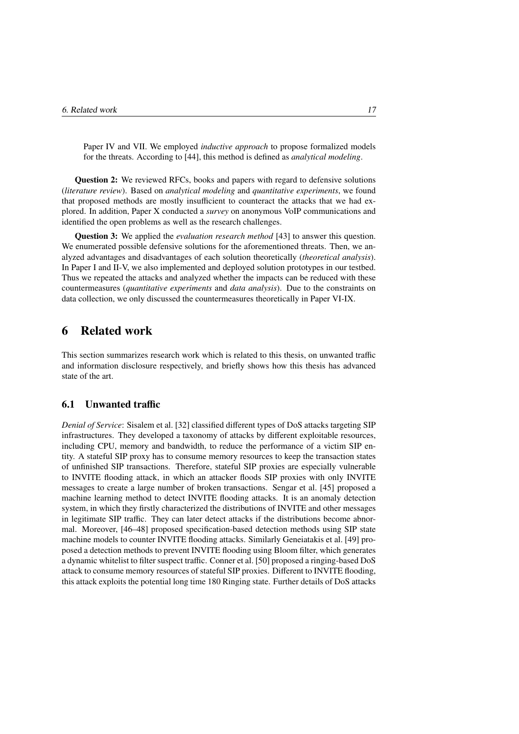Paper IV and VII. We employed *inductive approach* to propose formalized models for the threats. According to [44], this method is defined as *analytical modeling*.

**Question 2:** We reviewed RFCs, books and papers with regard to defensive solutions (*literature review*). Based on *analytical modeling* and *quantitative experiments*, we found that proposed methods are mostly insufficient to counteract the attacks that we had explored. In addition, Paper X conducted a *survey* on anonymous VoIP communications and identified the open problems as well as the research challenges.

**Question 3:** We applied the *evaluation research method* [43] to answer this question. We enumerated possible defensive solutions for the aforementioned threats. Then, we analyzed advantages and disadvantages of each solution theoretically (*theoretical analysis*). In Paper I and II-V, we also implemented and deployed solution prototypes in our testbed. Thus we repeated the attacks and analyzed whether the impacts can be reduced with these countermeasures (*quantitative experiments* and *data analysis*). Due to the constraints on data collection, we only discussed the countermeasures theoretically in Paper VI-IX.

# 6 Related work

This section summarizes research work which is related to this thesis, on unwanted traffic and information disclosure respectively, and briefly shows how this thesis has advanced state of the art.

## 6.1 Unwanted traffic

*Denial of Service*: Sisalem et al. [32] classified different types of DoS attacks targeting SIP infrastructures. They developed a taxonomy of attacks by different exploitable resources, including CPU, memory and bandwidth, to reduce the performance of a victim SIP entity. A stateful SIP proxy has to consume memory resources to keep the transaction states of unfinished SIP transactions. Therefore, stateful SIP proxies are especially vulnerable to INVITE flooding attack, in which an attacker floods SIP proxies with only INVITE messages to create a large number of broken transactions. Sengar et al. [45] proposed a machine learning method to detect INVITE flooding attacks. It is an anomaly detection system, in which they firstly characterized the distributions of INVITE and other messages in legitimate SIP traffic. They can later detect attacks if the distributions become abnormal. Moreover, [46–48] proposed specification-based detection methods using SIP state machine models to counter INVITE flooding attacks. Similarly Geneiatakis et al. [49] proposed a detection methods to prevent INVITE flooding using Bloom filter, which generates a dynamic whitelist to filter suspect traffic. Conner et al. [50] proposed a ringing-based DoS attack to consume memory resources of stateful SIP proxies. Different to INVITE flooding, this attack exploits the potential long time 180 Ringing state. Further details of DoS attacks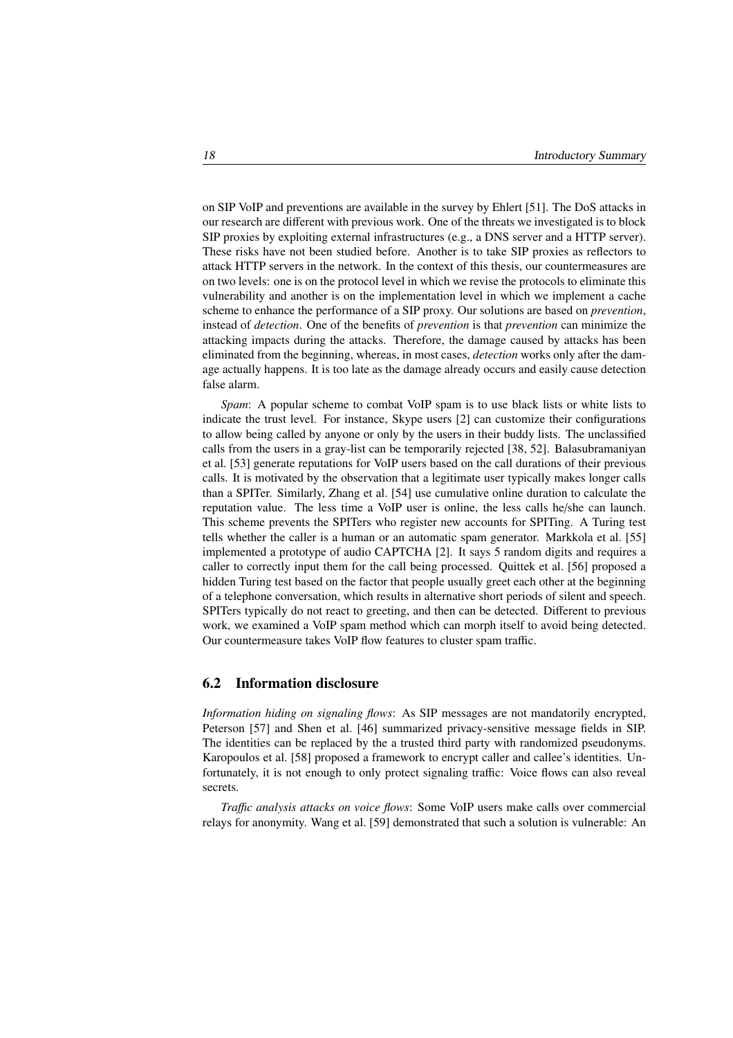on SIP VoIP and preventions are available in the survey by Ehlert [51]. The DoS attacks in our research are different with previous work. One of the threats we investigated is to block SIP proxies by exploiting external infrastructures (e.g., a DNS server and a HTTP server). These risks have not been studied before. Another is to take SIP proxies as reflectors to attack HTTP servers in the network. In the context of this thesis, our countermeasures are on two levels: one is on the protocol level in which we revise the protocols to eliminate this vulnerability and another is on the implementation level in which we implement a cache scheme to enhance the performance of a SIP proxy. Our solutions are based on *prevention*, instead of *detection*. One of the benefits of *prevention* is that *prevention* can minimize the attacking impacts during the attacks. Therefore, the damage caused by attacks has been eliminated from the beginning, whereas, in most cases, *detection* works only after the damage actually happens. It is too late as the damage already occurs and easily cause detection false alarm.

*Spam*: A popular scheme to combat VoIP spam is to use black lists or white lists to indicate the trust level. For instance, Skype users [2] can customize their configurations to allow being called by anyone or only by the users in their buddy lists. The unclassified calls from the users in a gray-list can be temporarily rejected [38, 52]. Balasubramaniyan et al. [53] generate reputations for VoIP users based on the call durations of their previous calls. It is motivated by the observation that a legitimate user typically makes longer calls than a SPITer. Similarly, Zhang et al. [54] use cumulative online duration to calculate the reputation value. The less time a VoIP user is online, the less calls he/she can launch. This scheme prevents the SPITers who register new accounts for SPITing. A Turing test tells whether the caller is a human or an automatic spam generator. Markkola et al. [55] implemented a prototype of audio CAPTCHA [2]. It says 5 random digits and requires a caller to correctly input them for the call being processed. Quittek et al. [56] proposed a hidden Turing test based on the factor that people usually greet each other at the beginning of a telephone conversation, which results in alternative short periods of silent and speech. SPITers typically do not react to greeting, and then can be detected. Different to previous work, we examined a VoIP spam method which can morph itself to avoid being detected. Our countermeasure takes VoIP flow features to cluster spam traffic.

## 6.2 Information disclosure

*Information hiding on signaling flows*: As SIP messages are not mandatorily encrypted, Peterson [57] and Shen et al. [46] summarized privacy-sensitive message fields in SIP. The identities can be replaced by the a trusted third party with randomized pseudonyms. Karopoulos et al. [58] proposed a framework to encrypt caller and callee's identities. Unfortunately, it is not enough to only protect signaling traffic: Voice flows can also reveal secrets.

*Traffic analysis attacks on voice flows*: Some VoIP users make calls over commercial relays for anonymity. Wang et al. [59] demonstrated that such a solution is vulnerable: An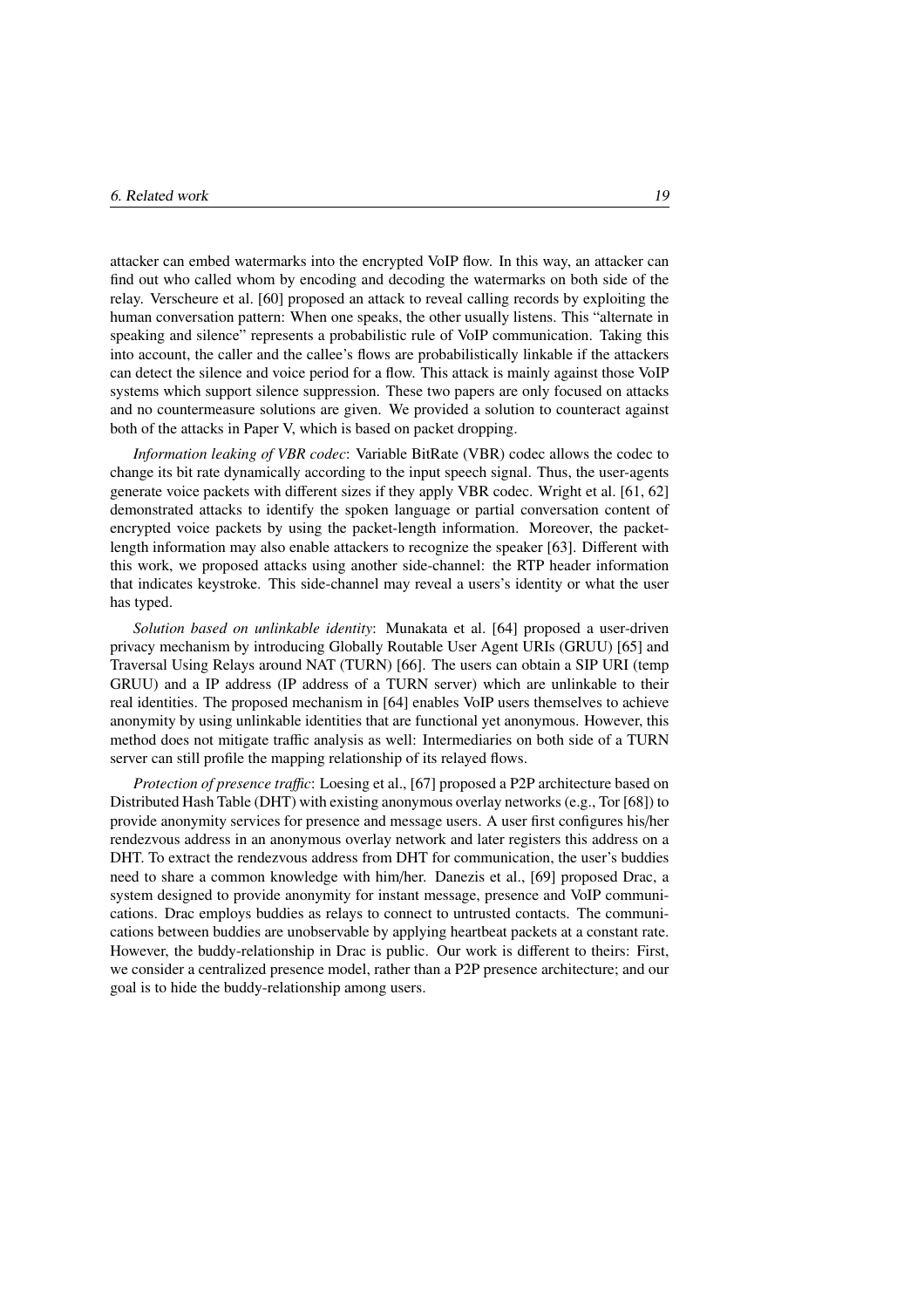attacker can embed watermarks into the encrypted VoIP flow. In this way, an attacker can find out who called whom by encoding and decoding the watermarks on both side of the relay. Verscheure et al. [60] proposed an attack to reveal calling records by exploiting the human conversation pattern: When one speaks, the other usually listens. This "alternate in speaking and silence" represents a probabilistic rule of VoIP communication. Taking this into account, the caller and the callee's flows are probabilistically linkable if the attackers can detect the silence and voice period for a flow. This attack is mainly against those VoIP systems which support silence suppression. These two papers are only focused on attacks and no countermeasure solutions are given. We provided a solution to counteract against both of the attacks in Paper V, which is based on packet dropping.

*Information leaking of VBR codec*: Variable BitRate (VBR) codec allows the codec to change its bit rate dynamically according to the input speech signal. Thus, the user-agents generate voice packets with different sizes if they apply VBR codec. Wright et al. [61, 62] demonstrated attacks to identify the spoken language or partial conversation content of encrypted voice packets by using the packet-length information. Moreover, the packet-length information may also enable attackers to recognize the speaker [63]. Different with this work, we proposed attacks using another side-channel: the RTP header information that indicates keystroke. This side-channel may reveal a users's identity or what the user has typed.

*Solution based on unlinkable identity*: Munakata et al. [64] proposed a user-driven privacy mechanism by introducing Globally Routable User Agent URIs (GRUU) [65] and Traversal Using Relays around NAT (TURN) [66]. The users can obtain a SIP URI (temp GRUU) and a IP address (IP address of a TURN server) which are unlinkable to their real identities. The proposed mechanism in [64] enables VoIP users themselves to achieve anonymity by using unlinkable identities that are functional yet anonymous. However, this method does not mitigate traffic analysis as well: Intermediaries on both side of a TURN server can still profile the mapping relationship of its relayed flows.

*Protection of presence traffic*: Loesing et al., [67] proposed a P2P architecture based on Distributed Hash Table (DHT) with existing anonymous overlay networks (e.g., Tor [68]) to provide anonymity services for presence and message users. A user first configures his/her rendezvous address in an anonymous overlay network and later registers this address on a DHT. To extract the rendezvous address from DHT for communication, the user's buddies need to share a common knowledge with him/her. Danezis et al., [69] proposed Drac, a system designed to provide anonymity for instant message, presence and VoIP communications. Drac employs buddies as relays to connect to untrusted contacts. The communications between buddies are unobservable by applying heartbeat packets at a constant rate. However, the buddy-relationship in Drac is public. Our work is different to theirs: First, we consider a centralized presence model, rather than a P2P presence architecture; and our goal is to hide the buddy-relationship among users.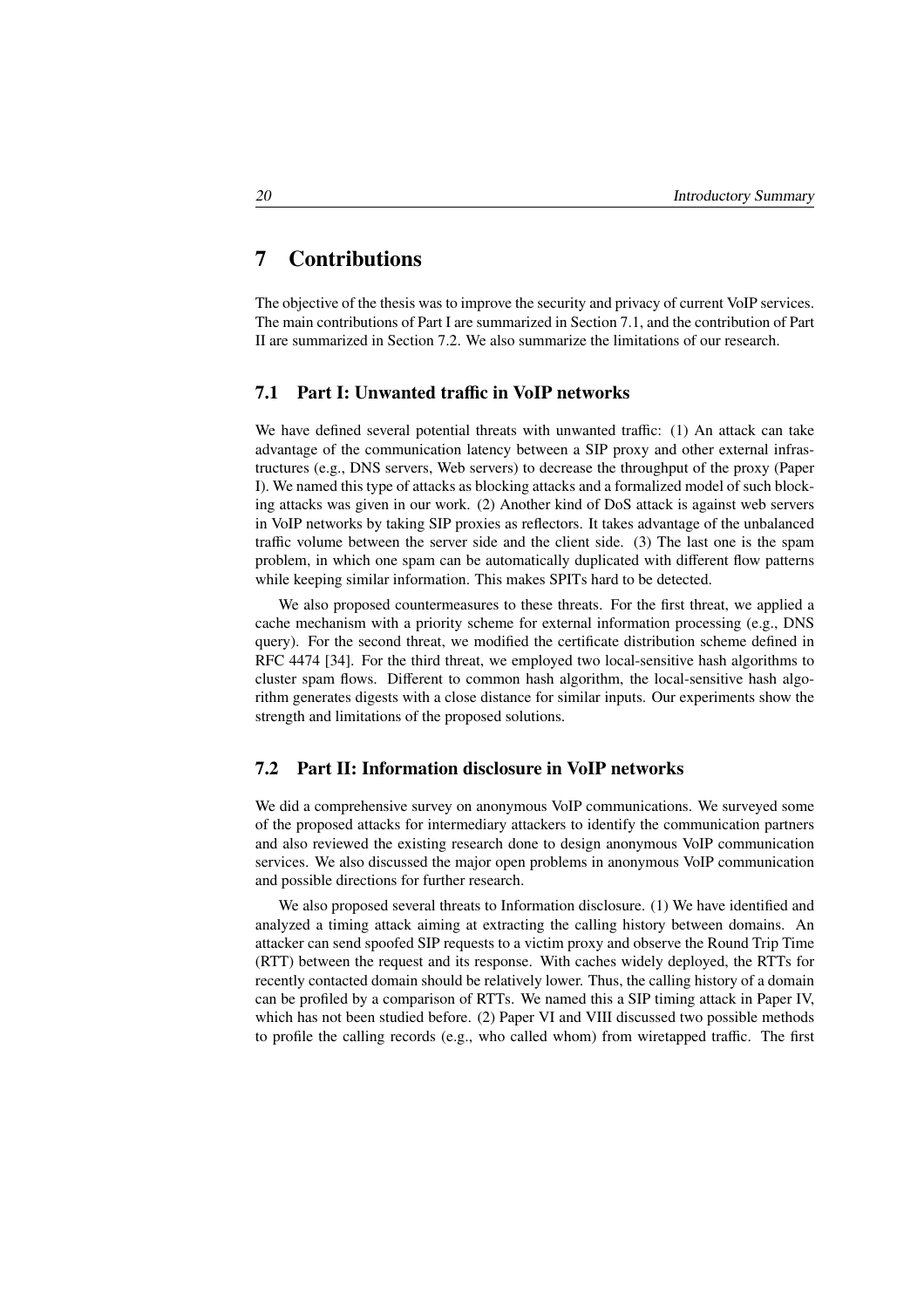# 7 Contributions

The objective of the thesis was to improve the security and privacy of current VoIP services. The main contributions of Part I are summarized in Section 7.1, and the contribution of Part II are summarized in Section 7.2. We also summarize the limitations of our research.

## 7.1 Part I: Unwanted traffic in VoIP networks

We have defined several potential threats with unwanted traffic: (1) An attack can take advantage of the communication latency between a SIP proxy and other external infrastructures (e.g., DNS servers, Web servers) to decrease the throughput of the proxy (Paper I). We named this type of attacks as blocking attacks and a formalized model of such blocking attacks was given in our work. (2) Another kind of DoS attack is against web servers in VoIP networks by taking SIP proxies as reflectors. It takes advantage of the unbalanced traffic volume between the server side and the client side. (3) The last one is the spam problem, in which one spam can be automatically duplicated with different flow patterns while keeping similar information. This makes SPITs hard to be detected.

We also proposed countermeasures to these threats. For the first threat, we applied a cache mechanism with a priority scheme for external information processing (e.g., DNS query). For the second threat, we modified the certificate distribution scheme defined in RFC 4474 [34]. For the third threat, we employed two local-sensitive hash algorithms to cluster spam flows. Different to common hash algorithm, the local-sensitive hash algorithm generates digests with a close distance for similar inputs. Our experiments show the strength and limitations of the proposed solutions.

## 7.2 Part II: Information disclosure in VoIP networks

We did a comprehensive survey on anonymous VoIP communications. We surveyed some of the proposed attacks for intermediary attackers to identify the communication partners and also reviewed the existing research done to design anonymous VoIP communication services. We also discussed the major open problems in anonymous VoIP communication and possible directions for further research.

We also proposed several threats to Information disclosure. (1) We have identified and analyzed a timing attack aiming at extracting the calling history between domains. An attacker can send spoofed SIP requests to a victim proxy and observe the Round Trip Time (RTT) between the request and its response. With caches widely deployed, the RTTs for recently contacted domain should be relatively lower. Thus, the calling history of a domain can be profiled by a comparison of RTTs. We named this a SIP timing attack in Paper IV, which has not been studied before. (2) Paper VI and VIII discussed two possible methods to profile the calling records (e.g., who called whom) from wiretapped traffic. The first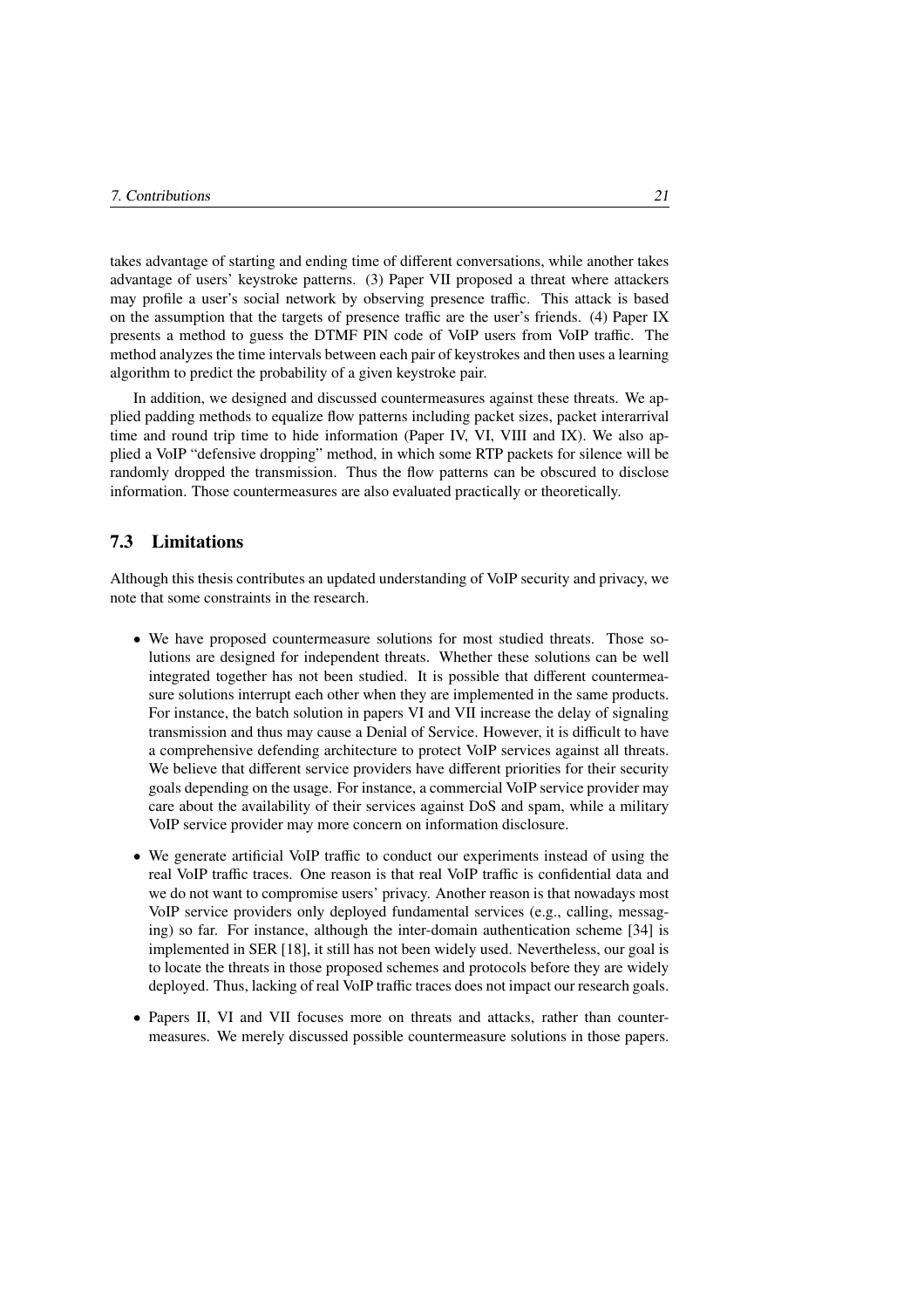takes advantage of starting and ending time of different conversations, while another takes advantage of users' keystroke patterns. (3) Paper VII proposed a threat where attackers may profile a user's social network by observing presence traffic. This attack is based on the assumption that the targets of presence traffic are the user's friends. (4) Paper IX presents a method to guess the DTMF PIN code of VoIP users from VoIP traffic. The method analyzes the time intervals between each pair of keystrokes and then uses a learning algorithm to predict the probability of a given keystroke pair.

In addition, we designed and discussed countermeasures against these threats. We applied padding methods to equalize flow patterns including packet sizes, packet interarrival time and round trip time to hide information (Paper IV, VI, VIII and IX). We also applied a VoIP "defensive dropping" method, in which some RTP packets for silence will be randomly dropped the transmission. Thus the flow patterns can be obscured to disclose information. Those countermeasures are also evaluated practically or theoretically.

## 7.3 Limitations

Although this thesis contributes an updated understanding of VoIP security and privacy, we note that some constraints in the research.

- We have proposed countermeasure solutions for most studied threats. Those solutions are designed for independent threats. Whether these solutions can be well integrated together has not been studied. It is possible that different countermeasure solutions interrupt each other when they are implemented in the same products. For instance, the batch solution in papers VI and VII increase the delay of signaling transmission and thus may cause a Denial of Service. However, it is difficult to have a comprehensive defending architecture to protect VoIP services against all threats. We believe that different service providers have different priorities for their security goals depending on the usage. For instance, a commercial VoIP service provider may care about the availability of their services against DoS and spam, while a military VoIP service provider may more concern on information disclosure.

- We generate artificial VoIP traffic to conduct our experiments instead of using the real VoIP traffic traces. One reason is that real VoIP traffic is confidential data and we do not want to compromise users' privacy. Another reason is that nowadays most VoIP service providers only deployed fundamental services (e.g., calling, messaging) so far. For instance, although the inter-domain authentication scheme [34] is implemented in SER [18], it still has not been widely used. Nevertheless, our goal is to locate the threats in those proposed schemes and protocols before they are widely deployed. Thus, lacking of real VoIP traffic traces does not impact our research goals.

- Papers II, VI and VII focuses more on threats and attacks, rather than countermeasures. We merely discussed possible countermeasure solutions in those papers.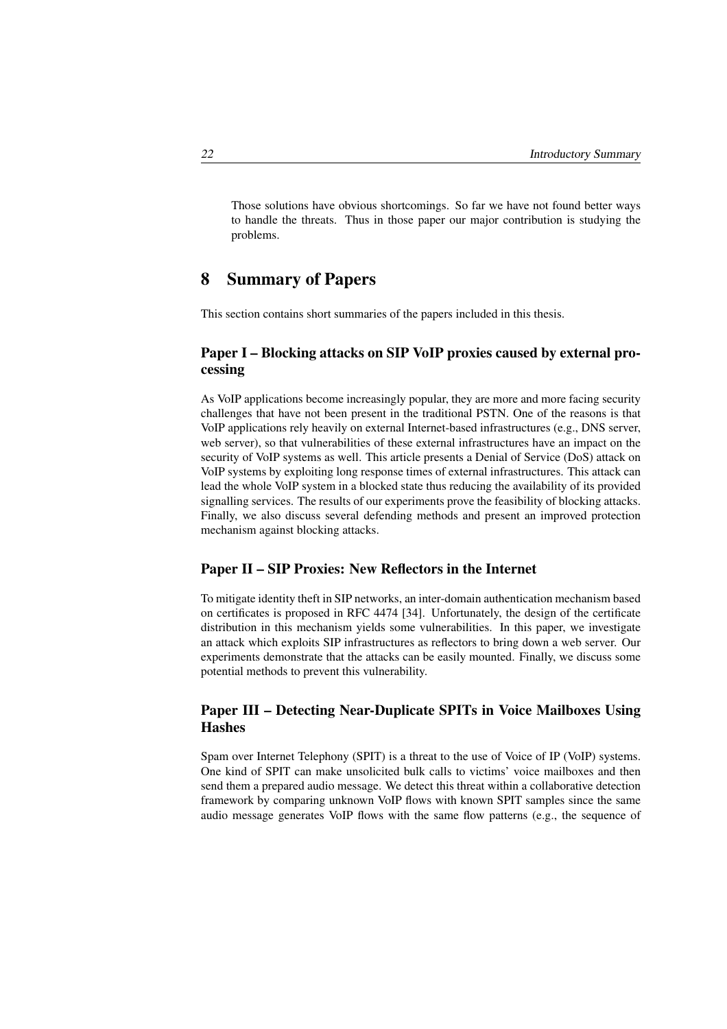Those solutions have obvious shortcomings. So far we have not found better ways to handle the threats. Thus in those paper our major contribution is studying the problems.

## 8 Summary of Papers

This section contains short summaries of the papers included in this thesis.

### Paper I – Blocking attacks on SIP VoIP proxies caused by external processing

As VoIP applications become increasingly popular, they are more and more facing security challenges that have not been present in the traditional PSTN. One of the reasons is that VoIP applications rely heavily on external Internet-based infrastructures (e.g., DNS server, web server), so that vulnerabilities of these external infrastructures have an impact on the security of VoIP systems as well. This article presents a Denial of Service (DoS) attack on VoIP systems by exploiting long response times of external infrastructures. This attack can lead the whole VoIP system in a blocked state thus reducing the availability of its provided signalling services. The results of our experiments prove the feasibility of blocking attacks. Finally, we also discuss several defending methods and present an improved protection mechanism against blocking attacks.

### Paper II – SIP Proxies: New Reflectors in the Internet

To mitigate identity theft in SIP networks, an inter-domain authentication mechanism based on certificates is proposed in RFC 4474 [34]. Unfortunately, the design of the certificate distribution in this mechanism yields some vulnerabilities. In this paper, we investigate an attack which exploits SIP infrastructures as reflectors to bring down a web server. Our experiments demonstrate that the attacks can be easily mounted. Finally, we discuss some potential methods to prevent this vulnerability.

### Paper III – Detecting Near-Duplicate SPITs in Voice Mailboxes Using Hashes

Spam over Internet Telephony (SPIT) is a threat to the use of Voice of IP (VoIP) systems. One kind of SPIT can make unsolicited bulk calls to victims' voice mailboxes and then send them a prepared audio message. We detect this threat within a collaborative detection framework by comparing unknown VoIP flows with known SPIT samples since the same audio message generates VoIP flows with the same flow patterns (e.g., the sequence of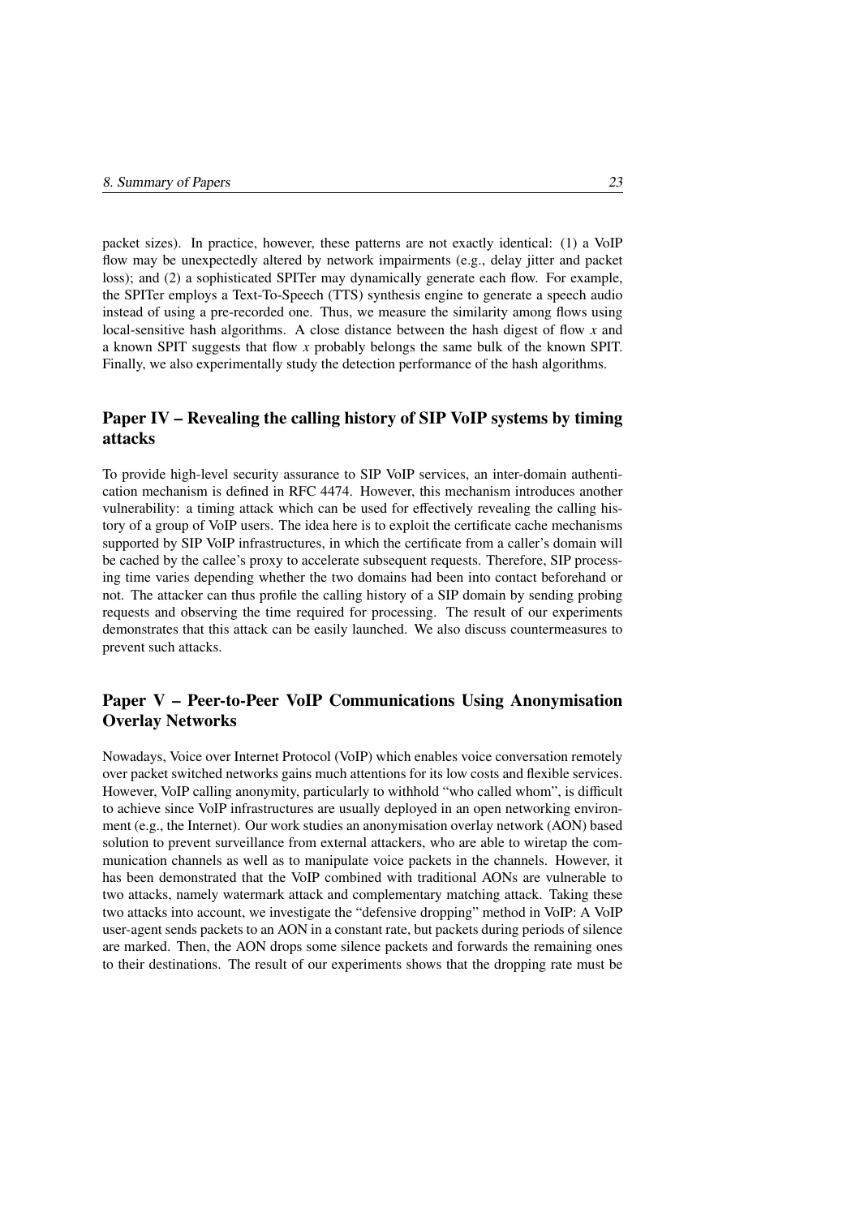packet sizes). In practice, however, these patterns are not exactly identical: (1) a VoIP flow may be unexpectedly altered by network impairments (e.g., delay jitter and packet loss); and (2) a sophisticated SPITer may dynamically generate each flow. For example, the SPITer employs a Text-To-Speech (TTS) synthesis engine to generate a speech audio instead of using a pre-recorded one. Thus, we measure the similarity among flows using local-sensitive hash algorithms. A close distance between the hash digest of flow $x$ and a known SPIT suggests that flow $x$ probably belongs the same bulk of the known SPIT. Finally, we also experimentally study the detection performance of the hash algorithms.

## Paper IV – Revealing the calling history of SIP VoIP systems by timing attacks

To provide high-level security assurance to SIP VoIP services, an inter-domain authentication mechanism is defined in RFC 4474. However, this mechanism introduces another vulnerability: a timing attack which can be used for effectively revealing the calling history of a group of VoIP users. The idea here is to exploit the certificate cache mechanisms supported by SIP VoIP infrastructures, in which the certificate from a caller's domain will be cached by the callee's proxy to accelerate subsequent requests. Therefore, SIP processing time varies depending whether the two domains had been into contact beforehand or not. The attacker can thus profile the calling history of a SIP domain by sending probing requests and observing the time required for processing. The result of our experiments demonstrates that this attack can be easily launched. We also discuss countermeasures to prevent such attacks.

## Paper V – Peer-to-Peer VoIP Communications Using Anonymisation Overlay Networks

Nowadays, Voice over Internet Protocol (VoIP) which enables voice conversation remotely over packet switched networks gains much attentions for its low costs and flexible services. However, VoIP calling anonymity, particularly to withhold "who called whom", is difficult to achieve since VoIP infrastructures are usually deployed in an open networking environment (e.g., the Internet). Our work studies an anonymisation overlay network (AON) based solution to prevent surveillance from external attackers, who are able to wiretap the communication channels as well as to manipulate voice packets in the channels. However, it has been demonstrated that the VoIP combined with traditional AONs are vulnerable to two attacks, namely watermark attack and complementary matching attack. Taking these two attacks into account, we investigate the "defensive dropping" method in VoIP: A VoIP user-agent sends packets to an AON in a constant rate, but packets during periods of silence are marked. Then, the AON drops some silence packets and forwards the remaining ones to their destinations. The result of our experiments shows that the dropping rate must be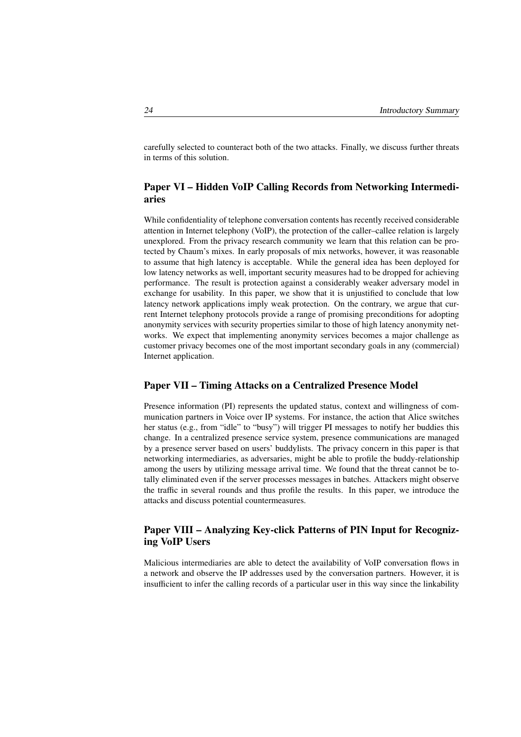carefully selected to counteract both of the two attacks. Finally, we discuss further threats in terms of this solution.

## Paper VI – Hidden VoIP Calling Records from Networking Intermediaries

While confidentiality of telephone conversation contents has recently received considerable attention in Internet telephony (VoIP), the protection of the caller–callee relation is largely unexplored. From the privacy research community we learn that this relation can be protected by Chaum's mixes. In early proposals of mix networks, however, it was reasonable to assume that high latency is acceptable. While the general idea has been deployed for low latency networks as well, important security measures had to be dropped for achieving performance. The result is protection against a considerably weaker adversary model in exchange for usability. In this paper, we show that it is unjustified to conclude that low latency network applications imply weak protection. On the contrary, we argue that current Internet telephony protocols provide a range of promising preconditions for adopting anonymity services with security properties similar to those of high latency anonymity networks. We expect that implementing anonymity services becomes a major challenge as customer privacy becomes one of the most important secondary goals in any (commercial) Internet application.

## Paper VII – Timing Attacks on a Centralized Presence Model

Presence information (PI) represents the updated status, context and willingness of communication partners in Voice over IP systems. For instance, the action that Alice switches her status (e.g., from "idle" to "busy") will trigger PI messages to notify her buddies this change. In a centralized presence service system, presence communications are managed by a presence server based on users' buddylists. The privacy concern in this paper is that networking intermediaries, as adversaries, might be able to profile the buddy-relationship among the users by utilizing message arrival time. We found that the threat cannot be totally eliminated even if the server processes messages in batches. Attackers might observe the traffic in several rounds and thus profile the results. In this paper, we introduce the attacks and discuss potential countermeasures.

## Paper VIII – Analyzing Key-click Patterns of PIN Input for Recognizing VoIP Users

Malicious intermediaries are able to detect the availability of VoIP conversation flows in a network and observe the IP addresses used by the conversation partners. However, it is insufficient to infer the calling records of a particular user in this way since the linkability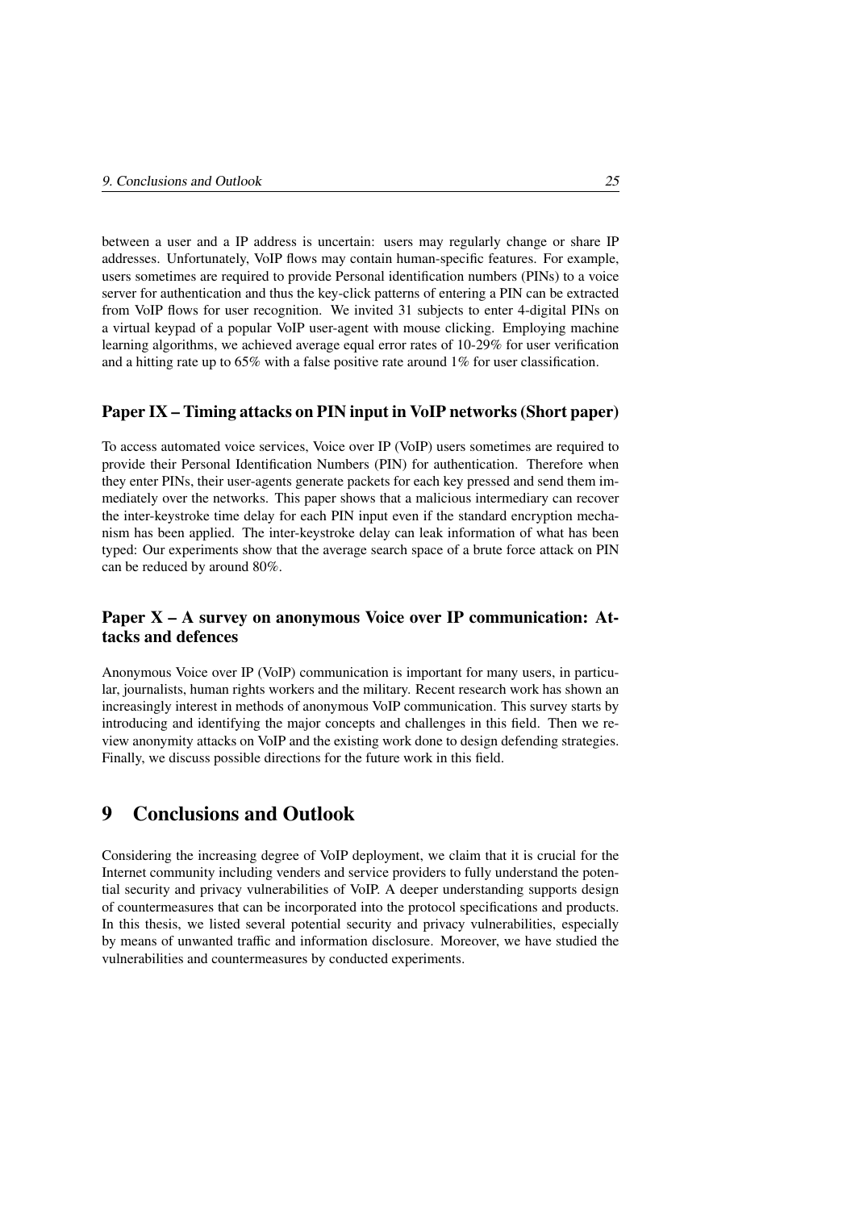between a user and a IP address is uncertain: users may regularly change or share IP addresses. Unfortunately, VoIP flows may contain human-specific features. For example, users sometimes are required to provide Personal identification numbers (PINs) to a voice server for authentication and thus the key-click patterns of entering a PIN can be extracted from VoIP flows for user recognition. We invited 31 subjects to enter 4-digital PINs on a virtual keypad of a popular VoIP user-agent with mouse clicking. Employing machine learning algorithms, we achieved average equal error rates of 10-29% for user verification and a hitting rate up to 65% with a false positive rate around 1% for user classification.

### Paper IX – Timing attacks on PIN input in VoIP networks (Short paper)

To access automated voice services, Voice over IP (VoIP) users sometimes are required to provide their Personal Identification Numbers (PIN) for authentication. Therefore when they enter PINs, their user-agents generate packets for each key pressed and send them immediately over the networks. This paper shows that a malicious intermediary can recover the inter-keystroke time delay for each PIN input even if the standard encryption mechanism has been applied. The inter-keystroke delay can leak information of what has been typed: Our experiments show that the average search space of a brute force attack on PIN can be reduced by around 80%.

### Paper X – A survey on anonymous Voice over IP communication: Attacks and defences

Anonymous Voice over IP (VoIP) communication is important for many users, in particular, journalists, human rights workers and the military. Recent research work has shown an increasingly interest in methods of anonymous VoIP communication. This survey starts by introducing and identifying the major concepts and challenges in this field. Then we review anonymity attacks on VoIP and the existing work done to design defending strategies. Finally, we discuss possible directions for the future work in this field.

## 9 Conclusions and Outlook

Considering the increasing degree of VoIP deployment, we claim that it is crucial for the Internet community including venders and service providers to fully understand the potential security and privacy vulnerabilities of VoIP. A deeper understanding supports design of countermeasures that can be incorporated into the protocol specifications and products. In this thesis, we listed several potential security and privacy vulnerabilities, especially by means of unwanted traffic and information disclosure. Moreover, we have studied the vulnerabilities and countermeasures by conducted experiments.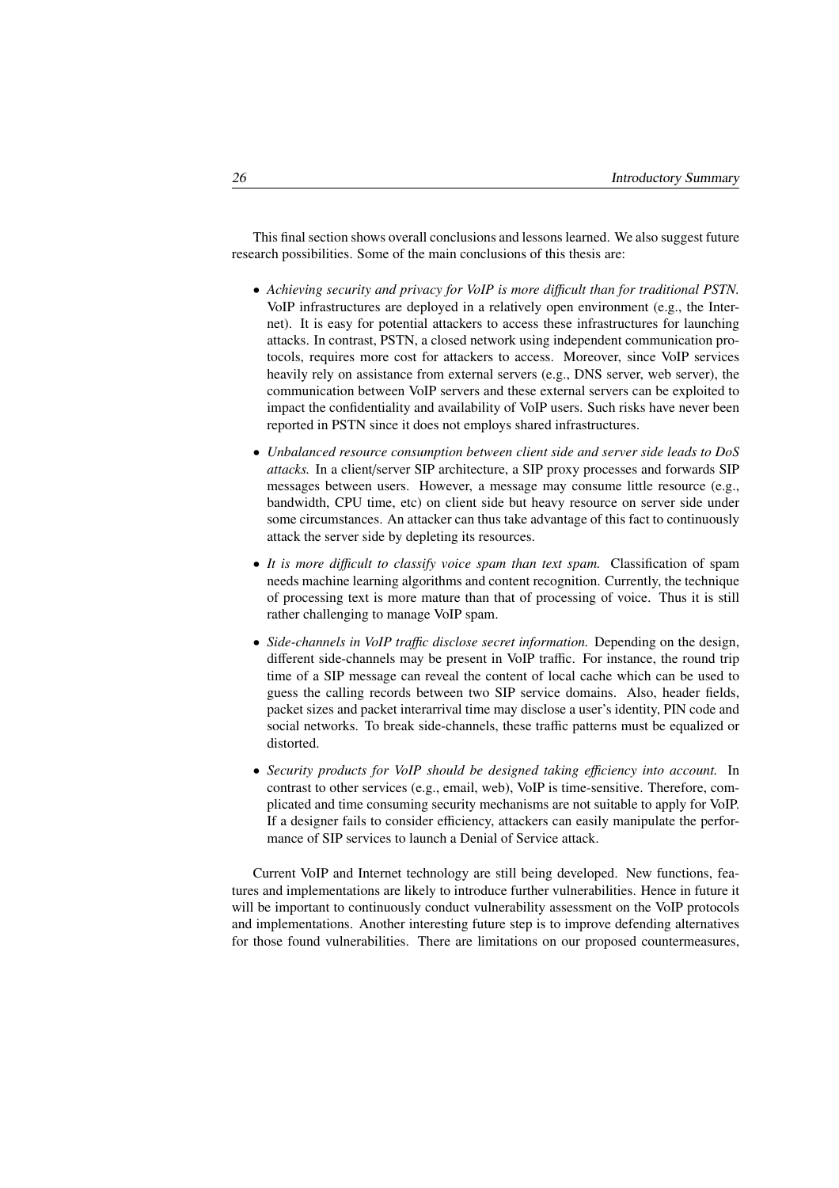This final section shows overall conclusions and lessons learned. We also suggest future research possibilities. Some of the main conclusions of this thesis are:

- *Achieving security and privacy for VoIP is more difficult than for traditional PSTN.* VoIP infrastructures are deployed in a relatively open environment (e.g., the Internet). It is easy for potential attackers to access these infrastructures for launching attacks. In contrast, PSTN, a closed network using independent communication protocols, requires more cost for attackers to access. Moreover, since VoIP services heavily rely on assistance from external servers (e.g., DNS server, web server), the communication between VoIP servers and these external servers can be exploited to impact the confidentiality and availability of VoIP users. Such risks have never been reported in PSTN since it does not employs shared infrastructures.
- *Unbalanced resource consumption between client side and server side leads to DoS attacks.* In a client/server SIP architecture, a SIP proxy processes and forwards SIP messages between users. However, a message may consume little resource (e.g., bandwidth, CPU time, etc) on client side but heavy resource on server side under some circumstances. An attacker can thus take advantage of this fact to continuously attack the server side by depleting its resources.
- *It is more difficult to classify voice spam than text spam.* Classification of spam needs machine learning algorithms and content recognition. Currently, the technique of processing text is more mature than that of processing of voice. Thus it is still rather challenging to manage VoIP spam.
- *Side-channels in VoIP traffic disclose secret information.* Depending on the design, different side-channels may be present in VoIP traffic. For instance, the round trip time of a SIP message can reveal the content of local cache which can be used to guess the calling records between two SIP service domains. Also, header fields, packet sizes and packet interarrival time may disclose a user's identity, PIN code and social networks. To break side-channels, these traffic patterns must be equalized or distorted.
- *Security products for VoIP should be designed taking efficiency into account.* In contrast to other services (e.g., email, web), VoIP is time-sensitive. Therefore, complicated and time consuming security mechanisms are not suitable to apply for VoIP. If a designer fails to consider efficiency, attackers can easily manipulate the performance of SIP services to launch a Denial of Service attack.

Current VoIP and Internet technology are still being developed. New functions, features and implementations are likely to introduce further vulnerabilities. Hence in future it will be important to continuously conduct vulnerability assessment on the VoIP protocols and implementations. Another interesting future step is to improve defending alternatives for those found vulnerabilities. There are limitations on our proposed countermeasures,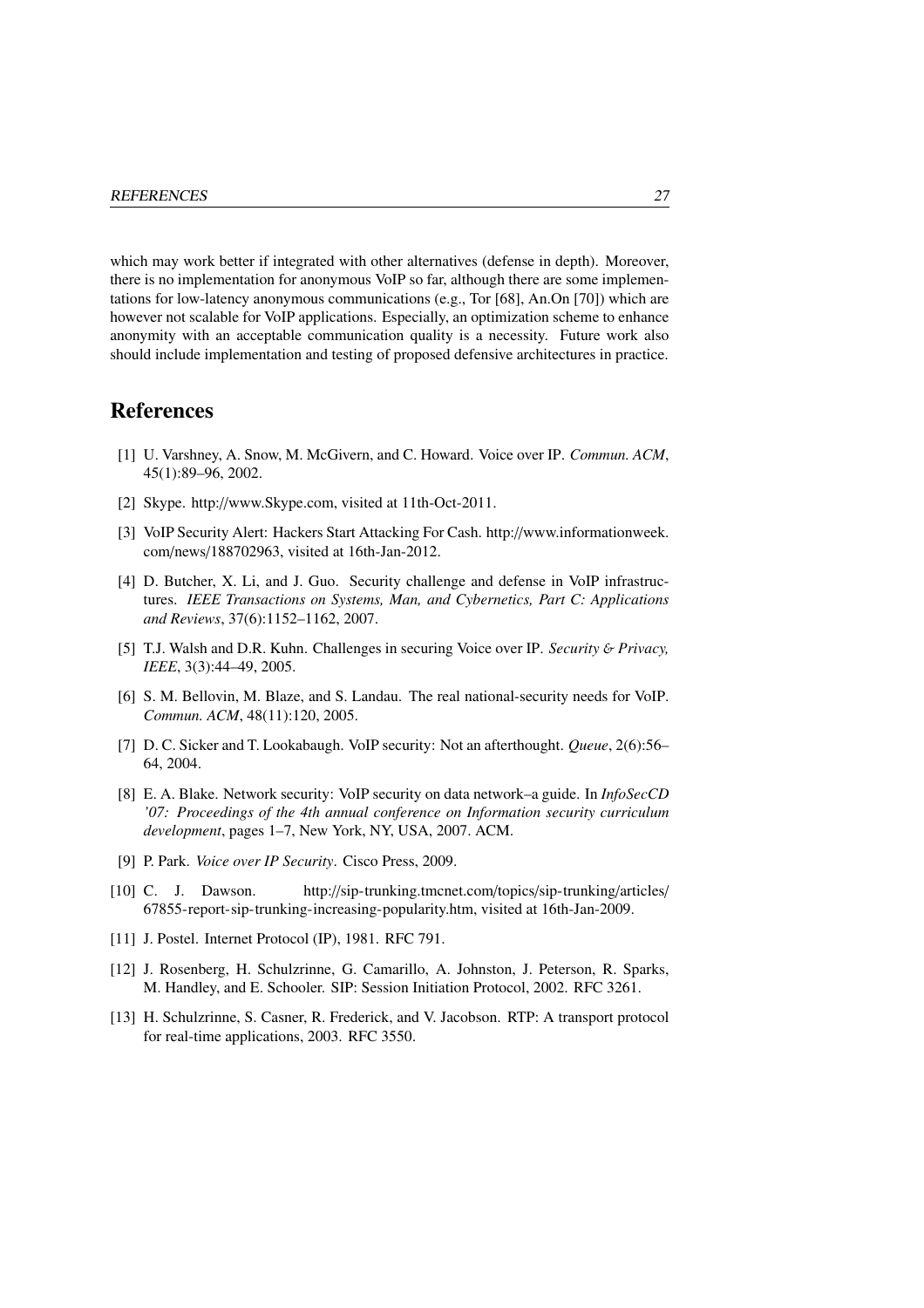which may work better if integrated with other alternatives (defense in depth). Moreover, there is no implementation for anonymous VoIP so far, although there are some implementations for low-latency anonymous communications (e.g., Tor [68], An.On [70]) which are however not scalable for VoIP applications. Especially, an optimization scheme to enhance anonymity with an acceptable communication quality is a necessity. Future work also should include implementation and testing of proposed defensive architectures in practice.

## References

[1] U. Varshney, A. Snow, M. McGivern, and C. Howard. Voice over IP. *Commun. ACM*, 45(1):89–96, 2002.

[2] Skype. http://www.Skype.com, visited at 11th-Oct-2011.

[3] VoIP Security Alert: Hackers Start Attacking For Cash. http://www.informationweek.com/news/188702963, visited at 16th-Jan-2012.

[4] D. Butcher, X. Li, and J. Guo. Security challenge and defense in VoIP infrastructures. *IEEE Transactions on Systems, Man, and Cybernetics, Part C: Applications and Reviews*, 37(6):1152–1162, 2007.

[5] T.J. Walsh and D.R. Kuhn. Challenges in securing Voice over IP. *Security & Privacy, IEEE*, 3(3):44–49, 2005.

[6] S. M. Bellovin, M. Blaze, and S. Landau. The real national-security needs for VoIP. *Commun. ACM*, 48(11):120, 2005.

[7] D. C. Sicker and T. Lookabaugh. VoIP security: Not an afterthought. *Queue*, 2(6):56–64, 2004.

[8] E. A. Blake. Network security: VoIP security on data network–a guide. In *InfoSecCD '07: Proceedings of the 4th annual conference on Information security curriculum development*, pages 1–7, New York, NY, USA, 2007. ACM.

[9] P. Park. *Voice over IP Security*. Cisco Press, 2009.

[10] C. J. Dawson. http://sip-trunking.tmcnet.com/topics/sip-trunking/articles/67855-report-sip-trunking-increasing-popularity.htm, visited at 16th-Jan-2009.

[11] J. Postel. Internet Protocol (IP), 1981. RFC 791.

[12] J. Rosenberg, H. Schulzrinne, G. Camarillo, A. Johnston, J. Peterson, R. Sparks, M. Handley, and E. Schooler. SIP: Session Initiation Protocol, 2002. RFC 3261.

[13] H. Schulzrinne, S. Casner, R. Frederick, and V. Jacobson. RTP: A transport protocol for real-time applications, 2003. RFC 3550.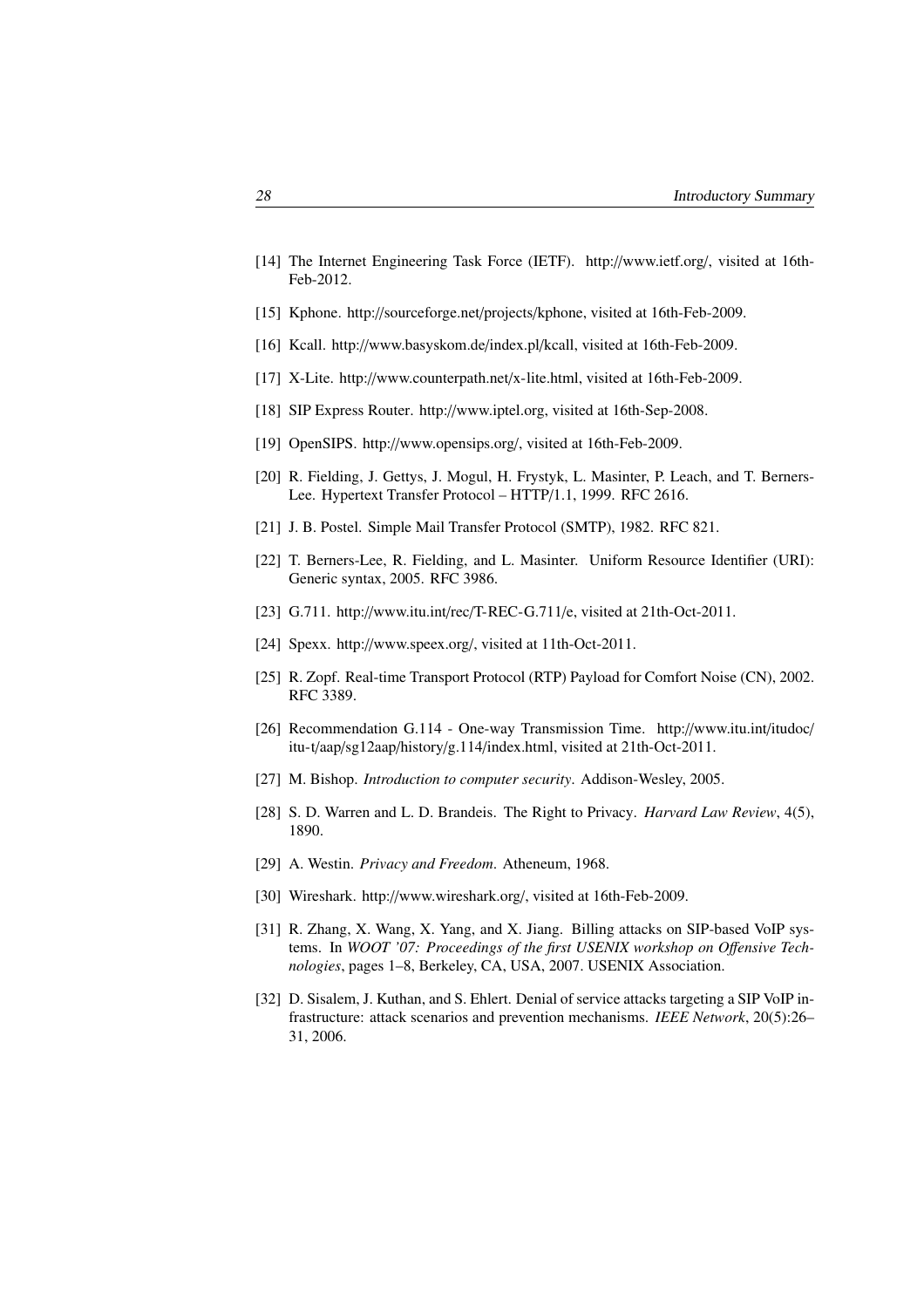[14] The Internet Engineering Task Force (IETF). http://www.ietf.org/, visited at 16th-Feb-2012.

[15] Kphone. http://sourceforge.net/projects/kphone, visited at 16th-Feb-2009.

[16] Kcall. http://www.basyskom.de/index.pl/kcall, visited at 16th-Feb-2009.

[17] X-Lite. http://www.counterpath.net/x-lite.html, visited at 16th-Feb-2009.

[18] SIP Express Router. http://www.iptel.org, visited at 16th-Sep-2008.

[19] OpenSIPS. http://www.opensips.org/, visited at 16th-Feb-2009.

[20] R. Fielding, J. Gettys, J. Mogul, H. Frystyk, L. Masinter, P. Leach, and T. Berners-Lee. Hypertext Transfer Protocol – HTTP/1.1, 1999. RFC 2616.

[21] J. B. Postel. Simple Mail Transfer Protocol (SMTP), 1982. RFC 821.

[22] T. Berners-Lee, R. Fielding, and L. Masinter. Uniform Resource Identifier (URI): Generic syntax, 2005. RFC 3986.

[23] G.711. http://www.itu.int/rec/T-REC-G.711/e, visited at 21th-Oct-2011.

[24] Spexx. http://www.speex.org/, visited at 11th-Oct-2011.

[25] R. Zopf. Real-time Transport Protocol (RTP) Payload for Comfort Noise (CN), 2002. RFC 3389.

[26] Recommendation G.114 - One-way Transmission Time. http://www.itu.int/itudoc/itu-t/aap/sg12aap/history/g.114/index.html, visited at 21th-Oct-2011.

[27] M. Bishop. *Introduction to computer security*. Addison-Wesley, 2005.

[28] S. D. Warren and L. D. Brandeis. The Right to Privacy. *Harvard Law Review*, 4(5), 1890.

[29] A. Westin. *Privacy and Freedom*. Atheneum, 1968.

[30] Wireshark. http://www.wireshark.org/, visited at 16th-Feb-2009.

[31] R. Zhang, X. Wang, X. Yang, and X. Jiang. Billing attacks on SIP-based VoIP systems. In *WOOT '07: Proceedings of the first USENIX workshop on Offensive Technologies*, pages 1–8, Berkeley, CA, USA, 2007. USENIX Association.

[32] D. Sisalem, J. Kuthan, and S. Ehlert. Denial of service attacks targeting a SIP VoIP infrastructure: attack scenarios and prevention mechanisms. *IEEE Network*, 20(5):26–31, 2006.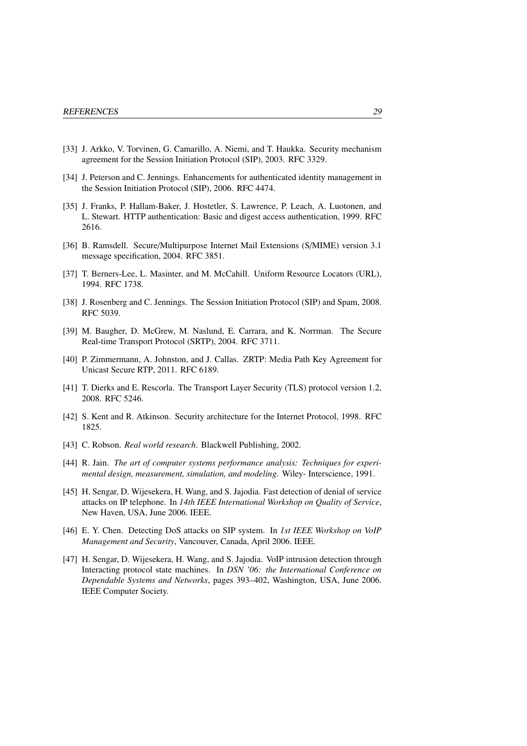[33] J. Arkko, V. Torvinen, G. Camarillo, A. Niemi, and T. Haukka. Security mechanism agreement for the Session Initiation Protocol (SIP), 2003. RFC 3329.

[34] J. Peterson and C. Jennings. Enhancements for authenticated identity management in the Session Initiation Protocol (SIP), 2006. RFC 4474.

[35] J. Franks, P. Hallam-Baker, J. Hostetler, S. Lawrence, P. Leach, A. Luotonen, and L. Stewart. HTTP authentication: Basic and digest access authentication, 1999. RFC 2616.

[36] B. Ramsdell. Secure/Multipurpose Internet Mail Extensions (S/MIME) version 3.1 message specification, 2004. RFC 3851.

[37] T. Berners-Lee, L. Masinter, and M. McCahill. Uniform Resource Locators (URL), 1994. RFC 1738.

[38] J. Rosenberg and C. Jennings. The Session Initiation Protocol (SIP) and Spam, 2008. RFC 5039.

[39] M. Baugher, D. McGrew, M. Naslund, E. Carrara, and K. Norrman. The Secure Real-time Transport Protocol (SRTP), 2004. RFC 3711.

[40] P. Zimmermann, A. Johnston, and J. Callas. ZRTP: Media Path Key Agreement for Unicast Secure RTP, 2011. RFC 6189.

[41] T. Dierks and E. Rescorla. The Transport Layer Security (TLS) protocol version 1.2, 2008. RFC 5246.

[42] S. Kent and R. Atkinson. Security architecture for the Internet Protocol, 1998. RFC 1825.

[43] C. Robson. *Real world research*. Blackwell Publishing, 2002.

[44] R. Jain. *The art of computer systems performance analysis: Techniques for experimental design, measurement, simulation, and modeling*. Wiley- Interscience, 1991.

[45] H. Sengar, D. Wijesekera, H. Wang, and S. Jajodia. Fast detection of denial of service attacks on IP telephone. In *14th IEEE International Workshop on Quality of Service*, New Haven, USA, June 2006. IEEE.

[46] E. Y. Chen. Detecting DoS attacks on SIP system. In *1st IEEE Workshop on VoIP Management and Security*, Vancouver, Canada, April 2006. IEEE.

[47] H. Sengar, D. Wijesekera, H. Wang, and S. Jajodia. VoIP intrusion detection through Interacting protocol state machines. In *DSN '06: the International Conference on Dependable Systems and Networks*, pages 393–402, Washington, USA, June 2006. IEEE Computer Society.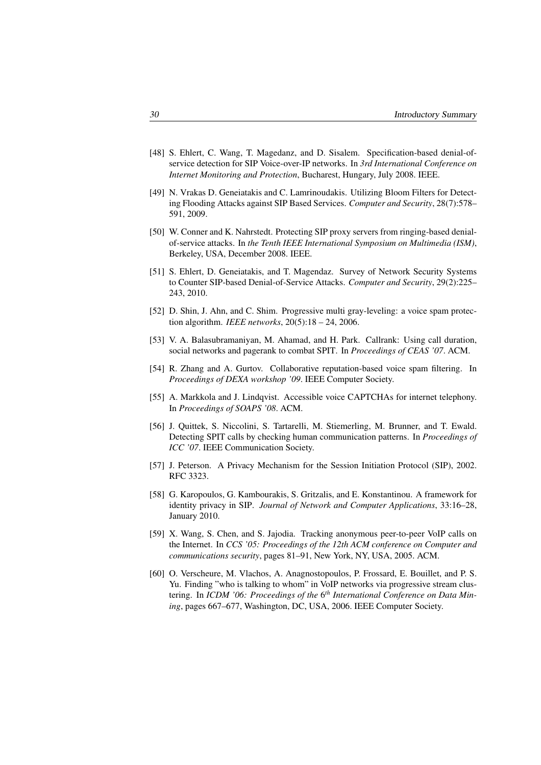[48] S. Ehlert, C. Wang, T. Magedanz, and D. Sisalem. Specification-based denial-of-service detection for SIP Voice-over-IP networks. In *3rd International Conference on Internet Monitoring and Protection*, Bucharest, Hungary, July 2008. IEEE.

[49] N. Vrakas D. Geneiatakis and C. Lamrinoudakis. Utilizing Bloom Filters for Detecting Flooding Attacks against SIP Based Services. *Computer and Security*, 28(7):578–591, 2009.

[50] W. Conner and K. Nahrstedt. Protecting SIP proxy servers from ringing-based denial-of-service attacks. In *the Tenth IEEE International Symposium on Multimedia (ISM)*, Berkeley, USA, December 2008. IEEE.

[51] S. Ehlert, D. Geneiatakis, and T. Magendaz. Survey of Network Security Systems to Counter SIP-based Denial-of-Service Attacks. *Computer and Security*, 29(2):225–243, 2010.

[52] D. Shin, J. Ahn, and C. Shim. Progressive multi gray-leveling: a voice spam protection algorithm. *IEEE networks*, 20(5):18 – 24, 2006.

[53] V. A. Balasubramaniyan, M. Ahamad, and H. Park. Callrank: Using call duration, social networks and pagerank to combat SPIT. In *Proceedings of CEAS '07*. ACM.

[54] R. Zhang and A. Gurtov. Collaborative reputation-based voice spam filtering. In *Proceedings of DEXA workshop '09*. IEEE Computer Society.

[55] A. Markkola and J. Lindqvist. Accessible voice CAPTCHAs for internet telephony. In *Proceedings of SOAPS '08*. ACM.

[56] J. Quittek, S. Niccolini, S. Tartarelli, M. Stiemerling, M. Brunner, and T. Ewald. Detecting SPIT calls by checking human communication patterns. In *Proceedings of ICC '07*. IEEE Communication Society.

[57] J. Peterson. A Privacy Mechanism for the Session Initiation Protocol (SIP), 2002. RFC 3323.

[58] G. Karopoulos, G. Kambourakis, S. Gritzalis, and E. Konstantinou. A framework for identity privacy in SIP. *Journal of Network and Computer Applications*, 33:16–28, January 2010.

[59] X. Wang, S. Chen, and S. Jajodia. Tracking anonymous peer-to-peer VoIP calls on the Internet. In *CCS '05: Proceedings of the 12th ACM conference on Computer and communications security*, pages 81–91, New York, NY, USA, 2005. ACM.

[60] O. Verscheure, M. Vlachos, A. Anagnostopoulos, P. Frossard, E. Bouillet, and P. S. Yu. Finding "who is talking to whom" in VoIP networks via progressive stream clustering. In *ICDM '06: Proceedings of the 6th International Conference on Data Mining*, pages 667–677, Washington, DC, USA, 2006. IEEE Computer Society.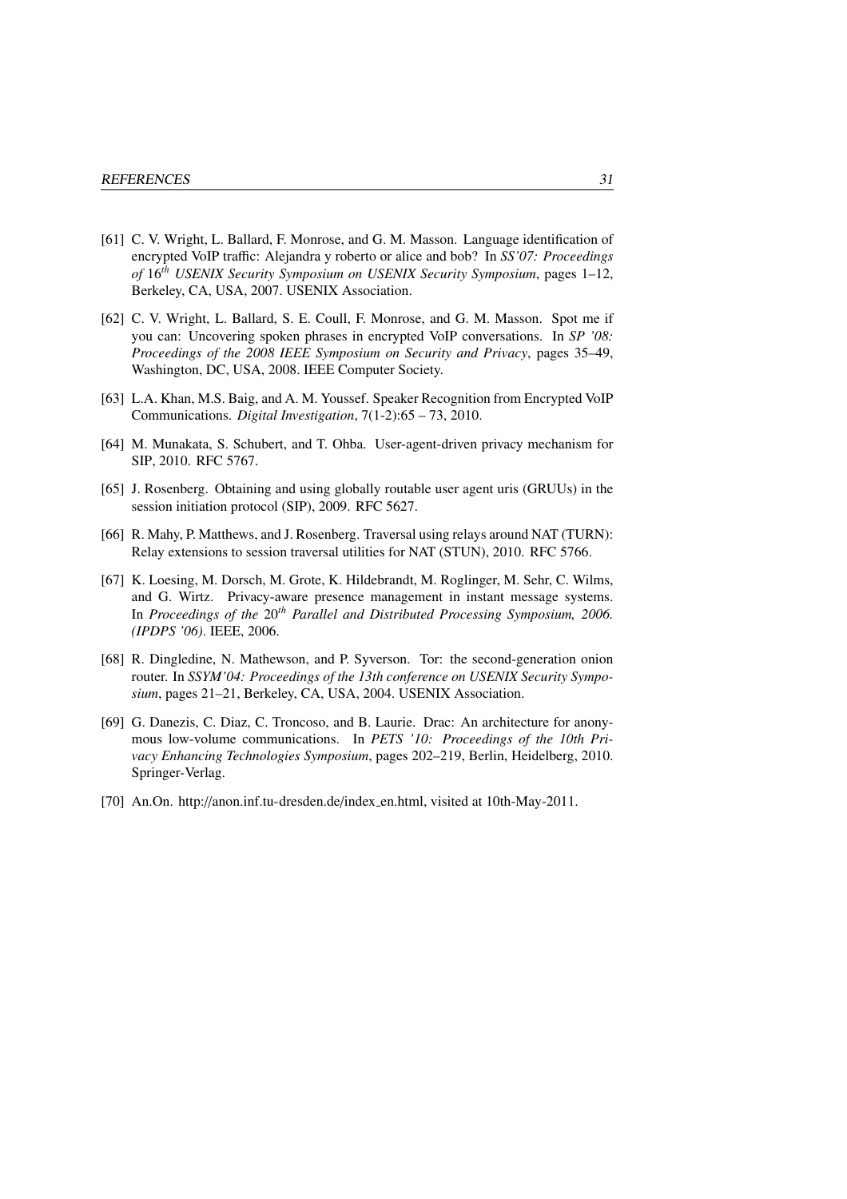[61] C. V. Wright, L. Ballard, F. Monrose, and G. M. Masson. Language identification of encrypted VoIP traffic: Alejandra y roberto or alice and bob? In *SS'07: Proceedings of* 16$^{th}$ *USENIX Security Symposium on USENIX Security Symposium*, pages 1–12, Berkeley, CA, USA, 2007. USENIX Association.

[62] C. V. Wright, L. Ballard, S. E. Coull, F. Monrose, and G. M. Masson. Spot me if you can: Uncovering spoken phrases in encrypted VoIP conversations. In *SP '08: Proceedings of the 2008 IEEE Symposium on Security and Privacy*, pages 35–49, Washington, DC, USA, 2008. IEEE Computer Society.

[63] L.A. Khan, M.S. Baig, and A. M. Youssef. Speaker Recognition from Encrypted VoIP Communications. *Digital Investigation*, 7(1-2):65 – 73, 2010.

[64] M. Munakata, S. Schubert, and T. Ohba. User-agent-driven privacy mechanism for SIP, 2010. RFC 5767.

[65] J. Rosenberg. Obtaining and using globally routable user agent uris (GRUUs) in the session initiation protocol (SIP), 2009. RFC 5627.

[66] R. Mahy, P. Matthews, and J. Rosenberg. Traversal using relays around NAT (TURN): Relay extensions to session traversal utilities for NAT (STUN), 2010. RFC 5766.

[67] K. Loesing, M. Dorsch, M. Grote, K. Hildebrandt, M. Roglinger, M. Sehr, C. Wilms, and G. Wirtz. Privacy-aware presence management in instant message systems. In *Proceedings of the* 20$^{th}$ *Parallel and Distributed Processing Symposium, 2006. (IPDPS '06)*. IEEE, 2006.

[68] R. Dingledine, N. Mathewson, and P. Syverson. Tor: the second-generation onion router. In *SSYM'04: Proceedings of the 13th conference on USENIX Security Symposium*, pages 21–21, Berkeley, CA, USA, 2004. USENIX Association.

[69] G. Danezis, C. Diaz, C. Troncoso, and B. Laurie. Drac: An architecture for anonymous low-volume communications. In *PETS '10: Proceedings of the 10th Privacy Enhancing Technologies Symposium*, pages 202–219, Berlin, Heidelberg, 2010. Springer-Verlag.

[70] An.On. http://anon.inf.tu-dresden.de/index_en.html, visited at 10th-May-2011.